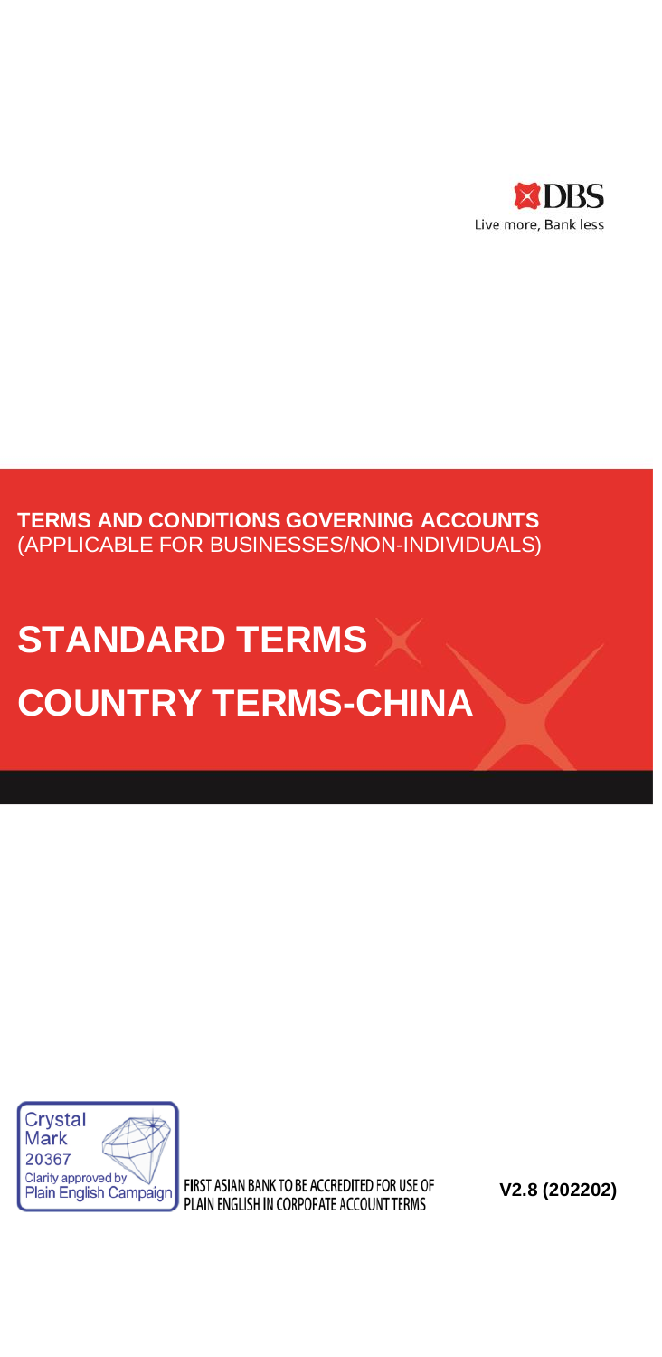DBS

Live more, Bank less

**TERMS AND CONDITIONS GOVERNING ACCOUNTS**
(APPLICABLE FOR BUSINESSES/NON-INDIVIDUALS)

# STANDARD TERMS

# COUNTRY TERMS-CHINA

Crystal Mark
20367
Clarity approved by
Plain English Campaign

FIRST ASIAN BANK TO BE ACCREDITED FOR USE OF PLAIN ENGLISH IN CORPORATE ACCOUNT TERMS

**V2.8 (202202)**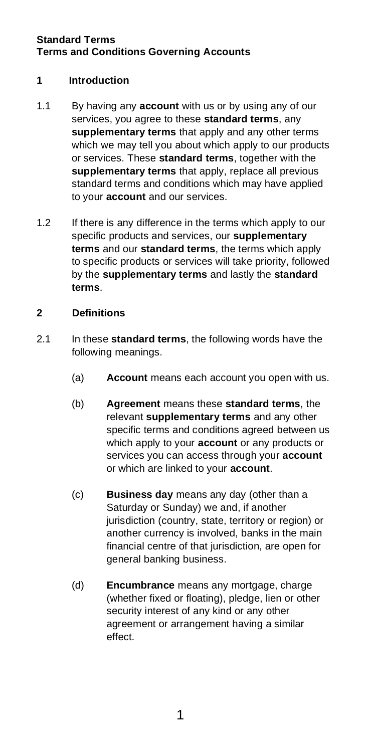**Standard Terms**
**Terms and Conditions Governing Accounts**

## 1 Introduction

1.1 By having any **account** with us or by using any of our services, you agree to these **standard terms**, any **supplementary terms** that apply and any other terms which we may tell you about which apply to our products or services. These **standard terms**, together with the **supplementary terms** that apply, replace all previous standard terms and conditions which may have applied to your **account** and our services.

1.2 If there is any difference in the terms which apply to our specific products and services, our **supplementary terms** and our **standard terms**, the terms which apply to specific products or services will take priority, followed by the **supplementary terms** and lastly the **standard terms**.

## 2 Definitions

2.1 In these **standard terms**, the following words have the following meanings.

(a) **Account** means each account you open with us.

(b) **Agreement** means these **standard terms**, the relevant **supplementary terms** and any other specific terms and conditions agreed between us which apply to your **account** or any products or services you can access through your **account** or which are linked to your **account**.

(c) **Business day** means any day (other than a Saturday or Sunday) we and, if another jurisdiction (country, state, territory or region) or another currency is involved, banks in the main financial centre of that jurisdiction, are open for general banking business.

(d) **Encumbrance** means any mortgage, charge (whether fixed or floating), pledge, lien or other security interest of any kind or any other agreement or arrangement having a similar effect.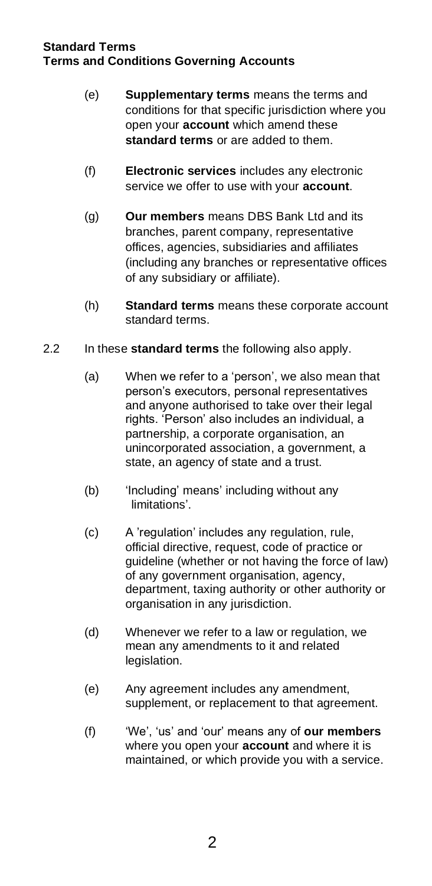- (e) **Supplementary terms** means the terms and conditions for that specific jurisdiction where you open your **account** which amend these **standard terms** or are added to them.

- (f) **Electronic services** includes any electronic service we offer to use with your **account**.

- (g) **Our members** means DBS Bank Ltd and its branches, parent company, representative offices, agencies, subsidiaries and affiliates (including any branches or representative offices of any subsidiary or affiliate).

- (h) **Standard terms** means these corporate account standard terms.

2.2 In these **standard terms** the following also apply.

- (a) When we refer to a 'person', we also mean that person's executors, personal representatives and anyone authorised to take over their legal rights. 'Person' also includes an individual, a partnership, a corporate organisation, an unincorporated association, a government, a state, an agency of state and a trust.

- (b) 'Including' means' including without any limitations'.

- (c) A 'regulation' includes any regulation, rule, official directive, request, code of practice or guideline (whether or not having the force of law) of any government organisation, agency, department, taxing authority or other authority or organisation in any jurisdiction.

- (d) Whenever we refer to a law or regulation, we mean any amendments to it and related legislation.

- (e) Any agreement includes any amendment, supplement, or replacement to that agreement.

- (f) 'We', 'us' and 'our' means any of **our members** where you open your **account** and where it is maintained, or which provide you with a service.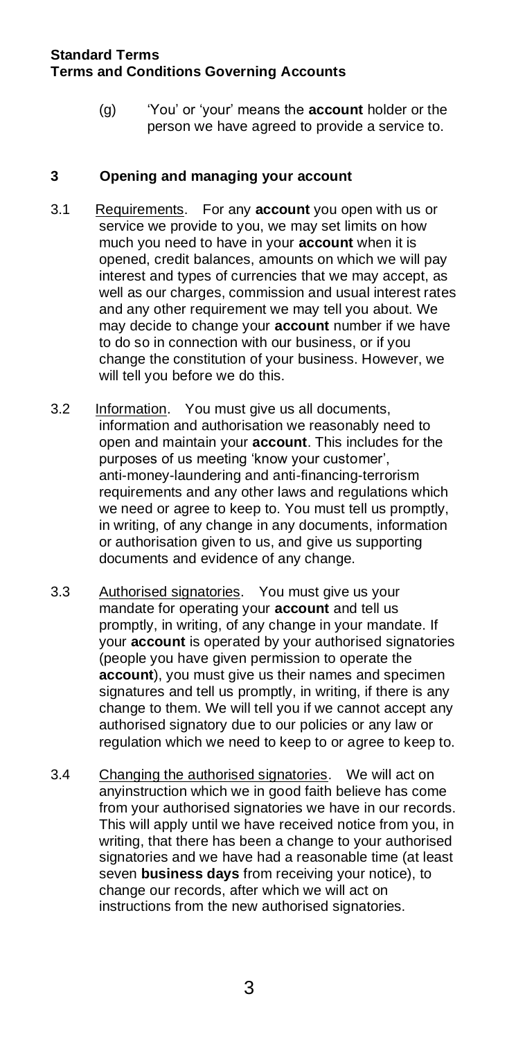**Standard Terms**
**Terms and Conditions Governing Accounts**

(g) 'You' or 'your' means the **account** holder or the person we have agreed to provide a service to.

## 3 Opening and managing your account

3.1 Requirements. For any **account** you open with us or service we provide to you, we may set limits on how much you need to have in your **account** when it is opened, credit balances, amounts on which we will pay interest and types of currencies that we may accept, as well as our charges, commission and usual interest rates and any other requirement we may tell you about. We may decide to change your **account** number if we have to do so in connection with our business, or if you change the constitution of your business. However, we will tell you before we do this.

3.2 Information. You must give us all documents, information and authorisation we reasonably need to open and maintain your **account**. This includes for the purposes of us meeting 'know your customer', anti-money-laundering and anti-financing-terrorism requirements and any other laws and regulations which we need or agree to keep to. You must tell us promptly, in writing, of any change in any documents, information or authorisation given to us, and give us supporting documents and evidence of any change.

3.3 Authorised signatories. You must give us your mandate for operating your **account** and tell us promptly, in writing, of any change in your mandate. If your **account** is operated by your authorised signatories (people you have given permission to operate the **account**), you must give us their names and specimen signatures and tell us promptly, in writing, if there is any change to them. We will tell you if we cannot accept any authorised signatory due to our policies or any law or regulation which we need to keep to or agree to keep to.

3.4 Changing the authorised signatories. We will act on anyinstruction which we in good faith believe has come from your authorised signatories we have in our records. This will apply until we have received notice from you, in writing, that there has been a change to your authorised signatories and we have had a reasonable time (at least seven **business days** from receiving your notice), to change our records, after which we will act on instructions from the new authorised signatories.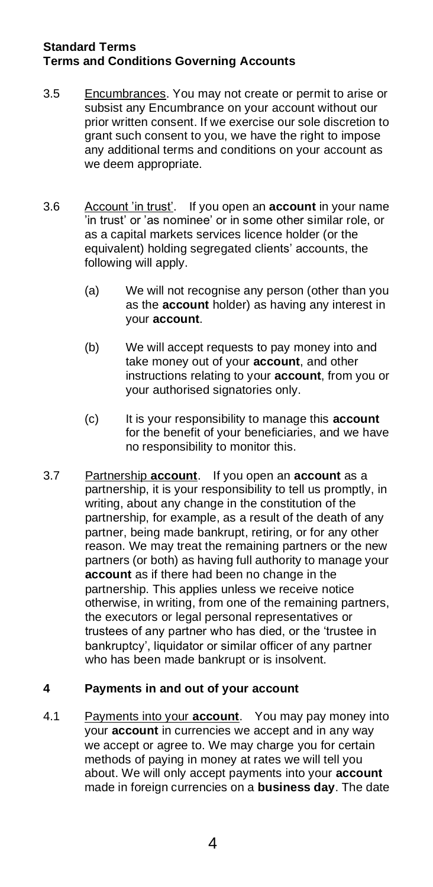**Standard Terms**
**Terms and Conditions Governing Accounts**

3.5 Encumbrances. You may not create or permit to arise or subsist any Encumbrance on your account without our prior written consent. If we exercise our sole discretion to grant such consent to you, we have the right to impose any additional terms and conditions on your account as we deem appropriate.

3.6 Account 'in trust'. If you open an **account** in your name 'in trust' or 'as nominee' or in some other similar role, or as a capital markets services licence holder (or the equivalent) holding segregated clients' accounts, the following will apply.

(a) We will not recognise any person (other than you as the **account** holder) as having any interest in your **account**.

(b) We will accept requests to pay money into and take money out of your **account**, and other instructions relating to your **account**, from you or your authorised signatories only.

(c) It is your responsibility to manage this **account** for the benefit of your beneficiaries, and we have no responsibility to monitor this.

3.7 Partnership **account**. If you open an **account** as a partnership, it is your responsibility to tell us promptly, in writing, about any change in the constitution of the partnership, for example, as a result of the death of any partner, being made bankrupt, retiring, or for any other reason. We may treat the remaining partners or the new partners (or both) as having full authority to manage your **account** as if there had been no change in the partnership. This applies unless we receive notice otherwise, in writing, from one of the remaining partners, the executors or legal personal representatives or trustees of any partner who has died, or the 'trustee in bankruptcy', liquidator or similar officer of any partner who has been made bankrupt or is insolvent.

## 4 Payments in and out of your account

4.1 Payments into your **account**. You may pay money into your **account** in currencies we accept and in any way we accept or agree to. We may charge you for certain methods of paying in money at rates we will tell you about. We will only accept payments into your **account** made in foreign currencies on a **business day**. The date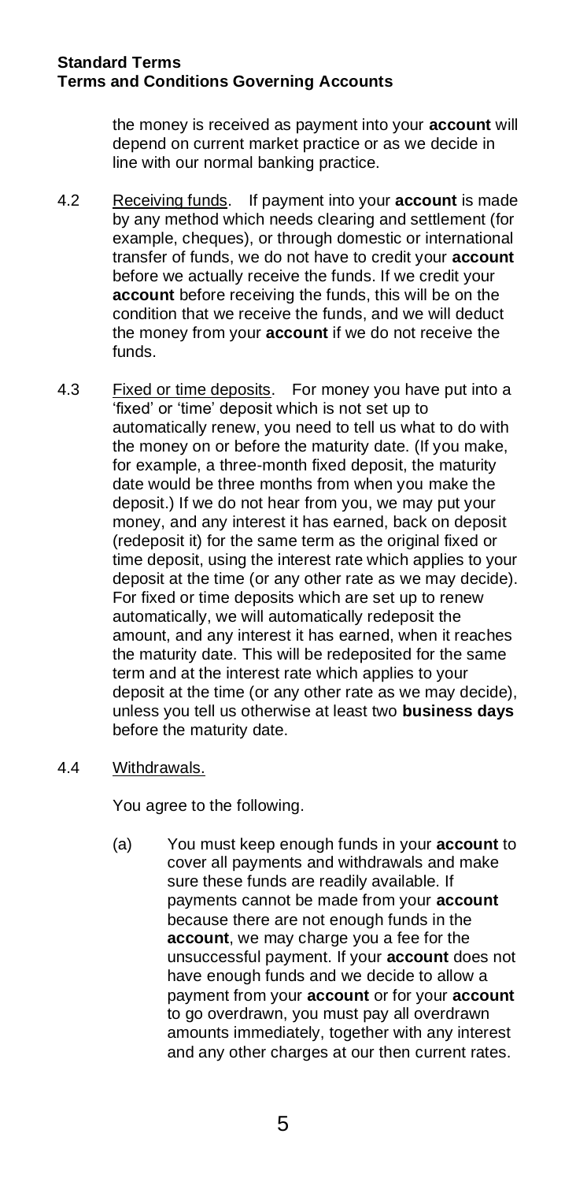the money is received as payment into your **account** will depend on current market practice or as we decide in line with our normal banking practice.

4.2 Receiving funds. If payment into your **account** is made by any method which needs clearing and settlement (for example, cheques), or through domestic or international transfer of funds, we do not have to credit your **account** before we actually receive the funds. If we credit your **account** before receiving the funds, this will be on the condition that we receive the funds, and we will deduct the money from your **account** if we do not receive the funds.

4.3 Fixed or time deposits. For money you have put into a 'fixed' or 'time' deposit which is not set up to automatically renew, you need to tell us what to do with the money on or before the maturity date. (If you make, for example, a three-month fixed deposit, the maturity date would be three months from when you make the deposit.) If we do not hear from you, we may put your money, and any interest it has earned, back on deposit (redeposit it) for the same term as the original fixed or time deposit, using the interest rate which applies to your deposit at the time (or any other rate as we may decide). For fixed or time deposits which are set up to renew automatically, we will automatically redeposit the amount, and any interest it has earned, when it reaches the maturity date. This will be redeposited for the same term and at the interest rate which applies to your deposit at the time (or any other rate as we may decide), unless you tell us otherwise at least two **business days** before the maturity date.

4.4 Withdrawals.

You agree to the following.

(a) You must keep enough funds in your **account** to cover all payments and withdrawals and make sure these funds are readily available. If payments cannot be made from your **account** because there are not enough funds in the **account**, we may charge you a fee for the unsuccessful payment. If your **account** does not have enough funds and we decide to allow a payment from your **account** or for your **account** to go overdrawn, you must pay all overdrawn amounts immediately, together with any interest and any other charges at our then current rates.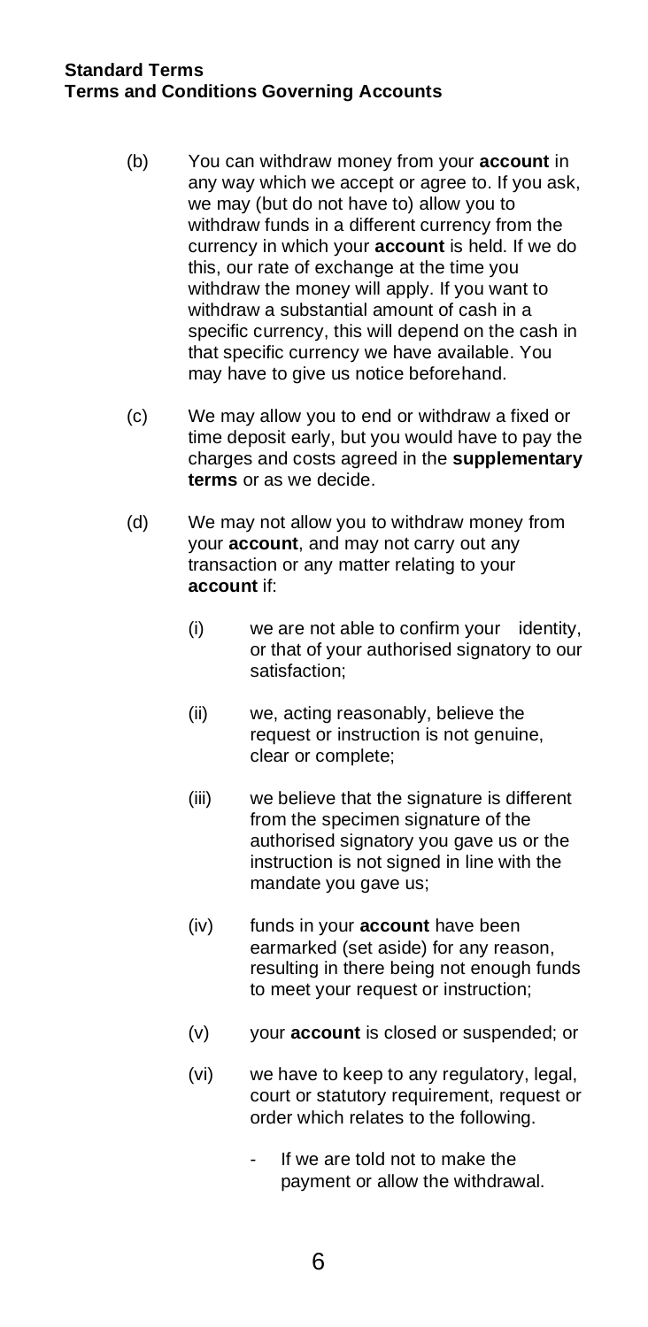(b) You can withdraw money from your **account** in any way which we accept or agree to. If you ask, we may (but do not have to) allow you to withdraw funds in a different currency from the currency in which your **account** is held. If we do this, our rate of exchange at the time you withdraw the money will apply. If you want to withdraw a substantial amount of cash in a specific currency, this will depend on the cash in that specific currency we have available. You may have to give us notice beforehand.

(c) We may allow you to end or withdraw a fixed or time deposit early, but you would have to pay the charges and costs agreed in the **supplementary terms** or as we decide.

(d) We may not allow you to withdraw money from your **account**, and may not carry out any transaction or any matter relating to your **account** if:

- (i) we are not able to confirm your identity, or that of your authorised signatory to our satisfaction;
- (ii) we, acting reasonably, believe the request or instruction is not genuine, clear or complete;
- (iii) we believe that the signature is different from the specimen signature of the authorised signatory you gave us or the instruction is not signed in line with the mandate you gave us;
- (iv) funds in your **account** have been earmarked (set aside) for any reason, resulting in there being not enough funds to meet your request or instruction;
- (v) your **account** is closed or suspended; or
- (vi) we have to keep to any regulatory, legal, court or statutory requirement, request or order which relates to the following.
  - If we are told not to make the payment or allow the withdrawal.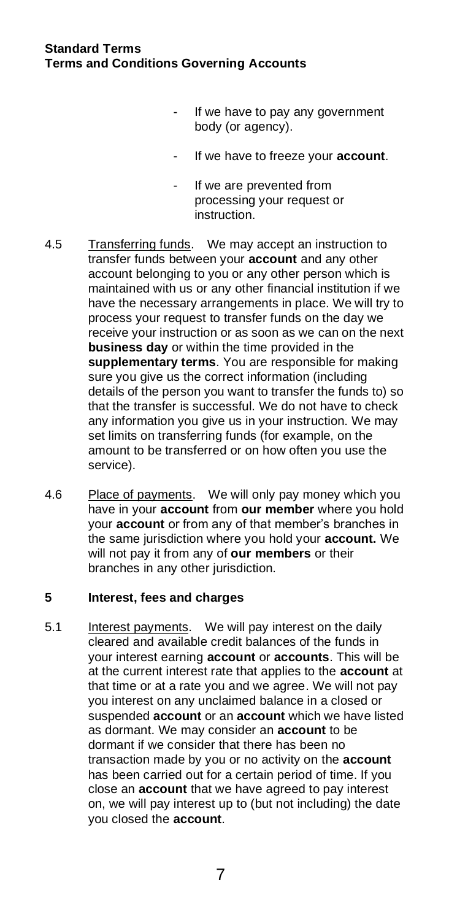- If we have to pay any government body (or agency).
- If we have to freeze your **account**.
- If we are prevented from processing your request or instruction.

4.5 Transferring funds. We may accept an instruction to transfer funds between your **account** and any other account belonging to you or any other person which is maintained with us or any other financial institution if we have the necessary arrangements in place. We will try to process your request to transfer funds on the day we receive your instruction or as soon as we can on the next **business day** or within the time provided in the **supplementary terms**. You are responsible for making sure you give us the correct information (including details of the person you want to transfer the funds to) so that the transfer is successful. We do not have to check any information you give us in your instruction. We may set limits on transferring funds (for example, on the amount to be transferred or on how often you use the service).

4.6 Place of payments. We will only pay money which you have in your **account** from **our member** where you hold your **account** or from any of that member's branches in the same jurisdiction where you hold your **account.** We will not pay it from any of **our members** or their branches in any other jurisdiction.

## 5 Interest, fees and charges

5.1 Interest payments. We will pay interest on the daily cleared and available credit balances of the funds in your interest earning **account** or **accounts**. This will be at the current interest rate that applies to the **account** at that time or at a rate you and we agree. We will not pay you interest on any unclaimed balance in a closed or suspended **account** or an **account** which we have listed as dormant. We may consider an **account** to be dormant if we consider that there has been no transaction made by you or no activity on the **account** has been carried out for a certain period of time. If you close an **account** that we have agreed to pay interest on, we will pay interest up to (but not including) the date you closed the **account**.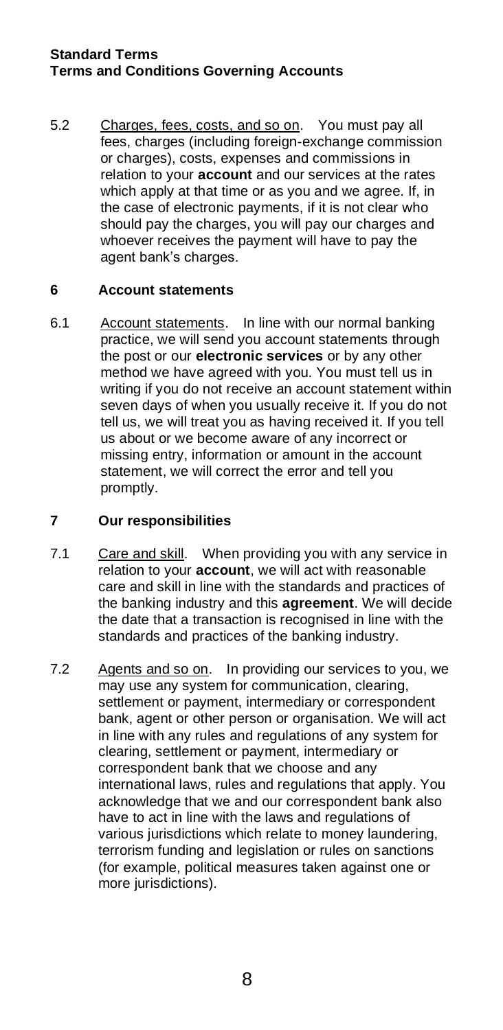5.2 Charges, fees, costs, and so on. You must pay all fees, charges (including foreign-exchange commission or charges), costs, expenses and commissions in relation to your **account** and our services at the rates which apply at that time or as you and we agree. If, in the case of electronic payments, if it is not clear who should pay the charges, you will pay our charges and whoever receives the payment will have to pay the agent bank's charges.

## 6 Account statements

6.1 Account statements. In line with our normal banking practice, we will send you account statements through the post or our **electronic services** or by any other method we have agreed with you. You must tell us in writing if you do not receive an account statement within seven days of when you usually receive it. If you do not tell us, we will treat you as having received it. If you tell us about or we become aware of any incorrect or missing entry, information or amount in the account statement, we will correct the error and tell you promptly.

## 7 Our responsibilities

7.1 Care and skill. When providing you with any service in relation to your **account**, we will act with reasonable care and skill in line with the standards and practices of the banking industry and this **agreement**. We will decide the date that a transaction is recognised in line with the standards and practices of the banking industry.

7.2 Agents and so on. In providing our services to you, we may use any system for communication, clearing, settlement or payment, intermediary or correspondent bank, agent or other person or organisation. We will act in line with any rules and regulations of any system for clearing, settlement or payment, intermediary or correspondent bank that we choose and any international laws, rules and regulations that apply. You acknowledge that we and our correspondent bank also have to act in line with the laws and regulations of various jurisdictions which relate to money laundering, terrorism funding and legislation or rules on sanctions (for example, political measures taken against one or more jurisdictions).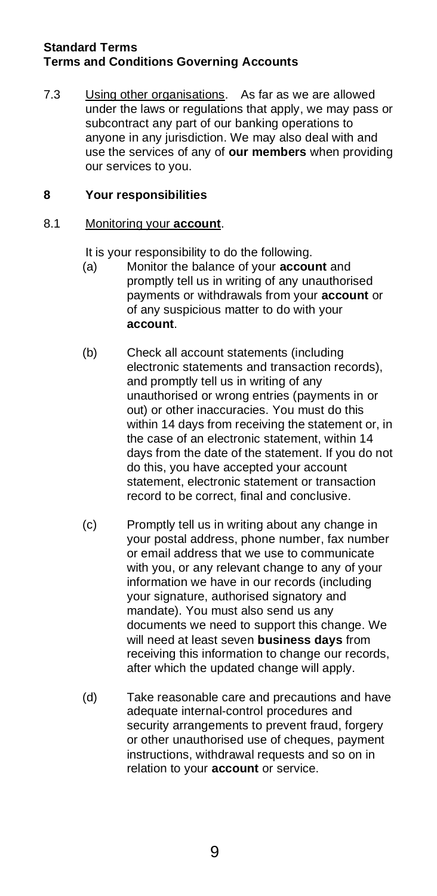7.3 Using other organisations. As far as we are allowed under the laws or regulations that apply, we may pass or subcontract any part of our banking operations to anyone in any jurisdiction. We may also deal with and use the services of any of **our members** when providing our services to you.

## 8 Your responsibilities

8.1 Monitoring your **account**.

It is your responsibility to do the following.

(a) Monitor the balance of your **account** and promptly tell us in writing of any unauthorised payments or withdrawals from your **account** or of any suspicious matter to do with your **account**.

(b) Check all account statements (including electronic statements and transaction records), and promptly tell us in writing of any unauthorised or wrong entries (payments in or out) or other inaccuracies. You must do this within 14 days from receiving the statement or, in the case of an electronic statement, within 14 days from the date of the statement. If you do not do this, you have accepted your account statement, electronic statement or transaction record to be correct, final and conclusive.

(c) Promptly tell us in writing about any change in your postal address, phone number, fax number or email address that we use to communicate with you, or any relevant change to any of your information we have in our records (including your signature, authorised signatory and mandate). You must also send us any documents we need to support this change. We will need at least seven **business days** from receiving this information to change our records, after which the updated change will apply.

(d) Take reasonable care and precautions and have adequate internal-control procedures and security arrangements to prevent fraud, forgery or other unauthorised use of cheques, payment instructions, withdrawal requests and so on in relation to your **account** or service.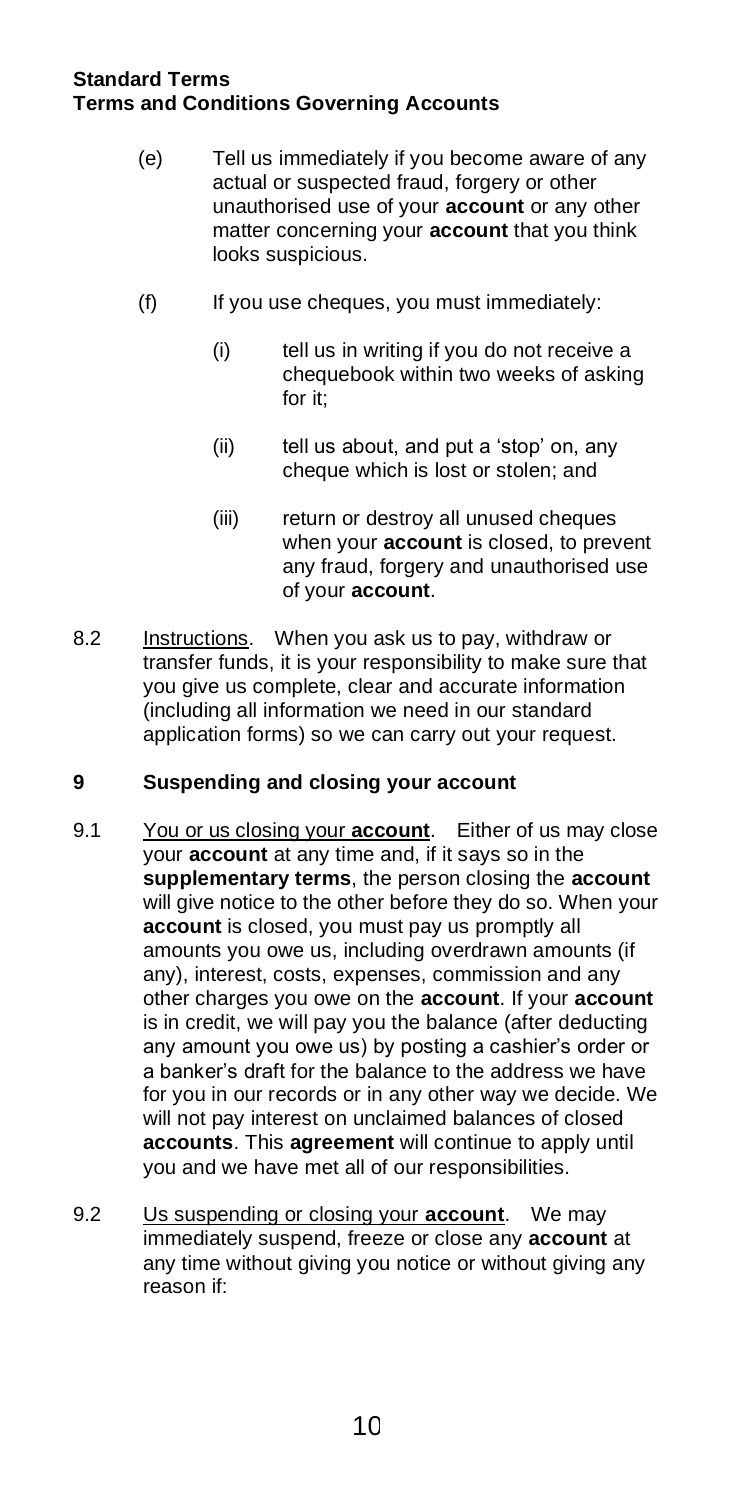(e) Tell us immediately if you become aware of any actual or suspected fraud, forgery or other unauthorised use of your **account** or any other matter concerning your **account** that you think looks suspicious.

(f) If you use cheques, you must immediately:

(i) tell us in writing if you do not receive a chequebook within two weeks of asking for it;

(ii) tell us about, and put a 'stop' on, any cheque which is lost or stolen; and

(iii) return or destroy all unused cheques when your **account** is closed, to prevent any fraud, forgery and unauthorised use of your **account**.

8.2 Instructions. When you ask us to pay, withdraw or transfer funds, it is your responsibility to make sure that you give us complete, clear and accurate information (including all information we need in our standard application forms) so we can carry out your request.

## 9 Suspending and closing your account

9.1 You or us closing your **account**. Either of us may close your **account** at any time and, if it says so in the **supplementary terms**, the person closing the **account** will give notice to the other before they do so. When your **account** is closed, you must pay us promptly all amounts you owe us, including overdrawn amounts (if any), interest, costs, expenses, commission and any other charges you owe on the **account**. If your **account** is in credit, we will pay you the balance (after deducting any amount you owe us) by posting a cashier's order or a banker's draft for the balance to the address we have for you in our records or in any other way we decide. We will not pay interest on unclaimed balances of closed **accounts**. This **agreement** will continue to apply until you and we have met all of our responsibilities.

9.2 Us suspending or closing your **account**. We may immediately suspend, freeze or close any **account** at any time without giving you notice or without giving any reason if: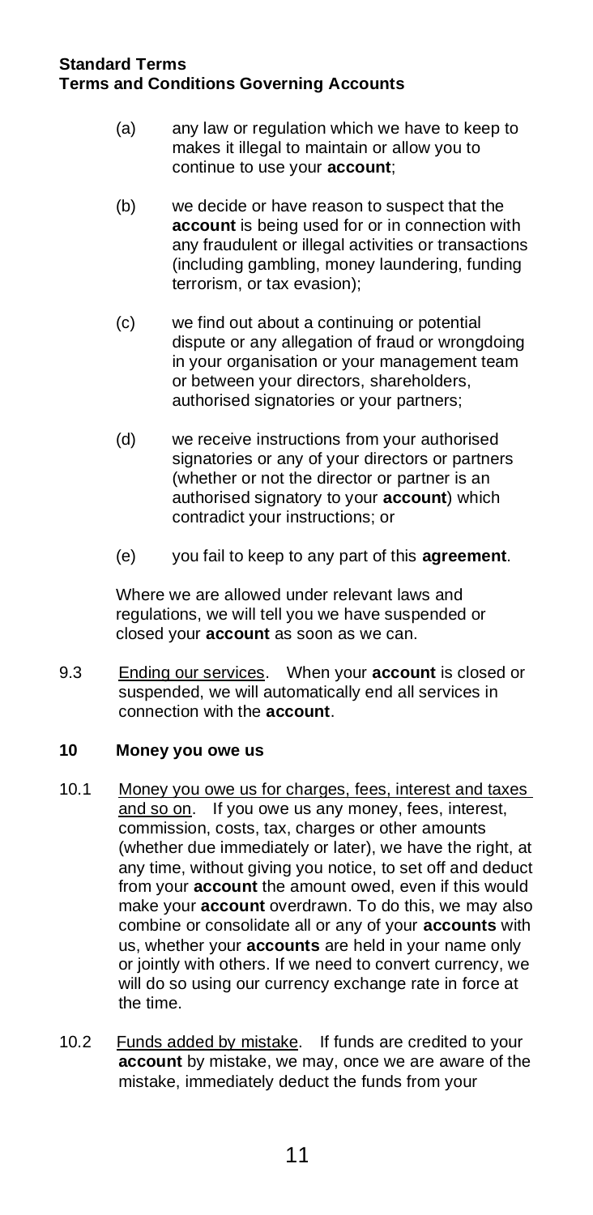(a) any law or regulation which we have to keep to makes it illegal to maintain or allow you to continue to use your **account**;

(b) we decide or have reason to suspect that the **account** is being used for or in connection with any fraudulent or illegal activities or transactions (including gambling, money laundering, funding terrorism, or tax evasion);

(c) we find out about a continuing or potential dispute or any allegation of fraud or wrongdoing in your organisation or your management team or between your directors, shareholders, authorised signatories or your partners;

(d) we receive instructions from your authorised signatories or any of your directors or partners (whether or not the director or partner is an authorised signatory to your **account**) which contradict your instructions; or

(e) you fail to keep to any part of this **agreement**.

Where we are allowed under relevant laws and regulations, we will tell you we have suspended or closed your **account** as soon as we can.

9.3 Ending our services. When your **account** is closed or suspended, we will automatically end all services in connection with the **account**.

## 10 Money you owe us

10.1 Money you owe us for charges, fees, interest and taxes and so on. If you owe us any money, fees, interest, commission, costs, tax, charges or other amounts (whether due immediately or later), we have the right, at any time, without giving you notice, to set off and deduct from your **account** the amount owed, even if this would make your **account** overdrawn. To do this, we may also combine or consolidate all or any of your **accounts** with us, whether your **accounts** are held in your name only or jointly with others. If we need to convert currency, we will do so using our currency exchange rate in force at the time.

10.2 Funds added by mistake. If funds are credited to your **account** by mistake, we may, once we are aware of the mistake, immediately deduct the funds from your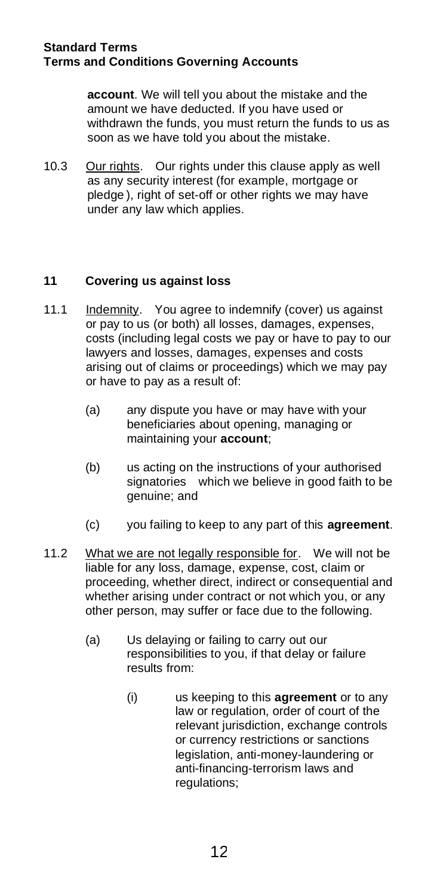**account**. We will tell you about the mistake and the amount we have deducted. If you have used or withdrawn the funds, you must return the funds to us as soon as we have told you about the mistake.

10.3 Our rights. Our rights under this clause apply as well as any security interest (for example, mortgage or pledge), right of set-off or other rights we may have under any law which applies.

## 11 Covering us against loss

11.1 Indemnity. You agree to indemnify (cover) us against or pay to us (or both) all losses, damages, expenses, costs (including legal costs we pay or have to pay to our lawyers and losses, damages, expenses and costs arising out of claims or proceedings) which we may pay or have to pay as a result of:

(a) any dispute you have or may have with your beneficiaries about opening, managing or maintaining your **account**;

(b) us acting on the instructions of your authorised signatories which we believe in good faith to be genuine; and

(c) you failing to keep to any part of this **agreement**.

11.2 What we are not legally responsible for. We will not be liable for any loss, damage, expense, cost, claim or proceeding, whether direct, indirect or consequential and whether arising under contract or not which you, or any other person, may suffer or face due to the following.

(a) Us delaying or failing to carry out our responsibilities to you, if that delay or failure results from:

(i) us keeping to this **agreement** or to any law or regulation, order of court of the relevant jurisdiction, exchange controls or currency restrictions or sanctions legislation, anti-money-laundering or anti-financing-terrorism laws and regulations;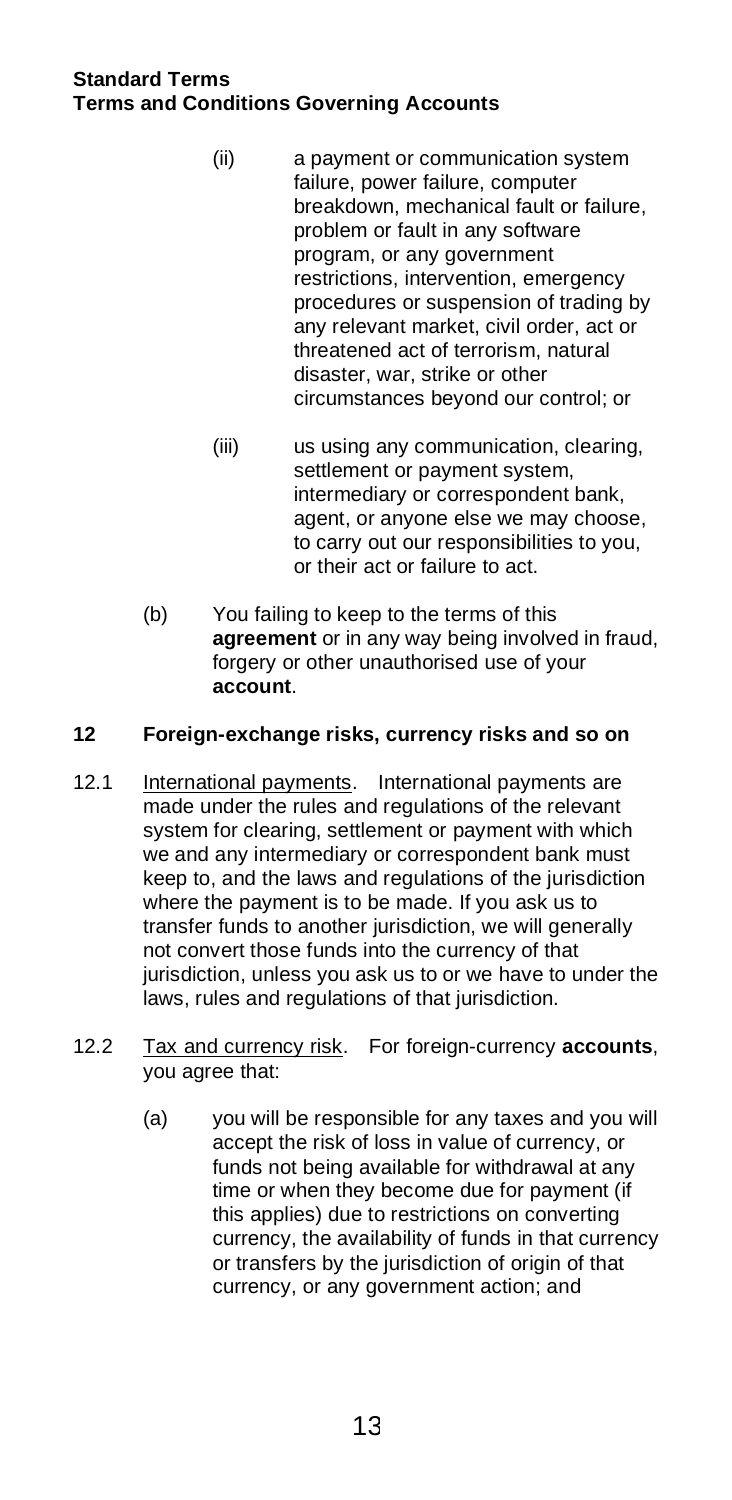(ii) a payment or communication system failure, power failure, computer breakdown, mechanical fault or failure, problem or fault in any software program, or any government restrictions, intervention, emergency procedures or suspension of trading by any relevant market, civil order, act or threatened act of terrorism, natural disaster, war, strike or other circumstances beyond our control; or

(iii) us using any communication, clearing, settlement or payment system, intermediary or correspondent bank, agent, or anyone else we may choose, to carry out our responsibilities to you, or their act or failure to act.

(b) You failing to keep to the terms of this **agreement** or in any way being involved in fraud, forgery or other unauthorised use of your **account**.

## 12 Foreign-exchange risks, currency risks and so on

12.1 International payments. International payments are made under the rules and regulations of the relevant system for clearing, settlement or payment with which we and any intermediary or correspondent bank must keep to, and the laws and regulations of the jurisdiction where the payment is to be made. If you ask us to transfer funds to another jurisdiction, we will generally not convert those funds into the currency of that jurisdiction, unless you ask us to or we have to under the laws, rules and regulations of that jurisdiction.

12.2 Tax and currency risk. For foreign-currency **accounts**, you agree that:

(a) you will be responsible for any taxes and you will accept the risk of loss in value of currency, or funds not being available for withdrawal at any time or when they become due for payment (if this applies) due to restrictions on converting currency, the availability of funds in that currency or transfers by the jurisdiction of origin of that currency, or any government action; and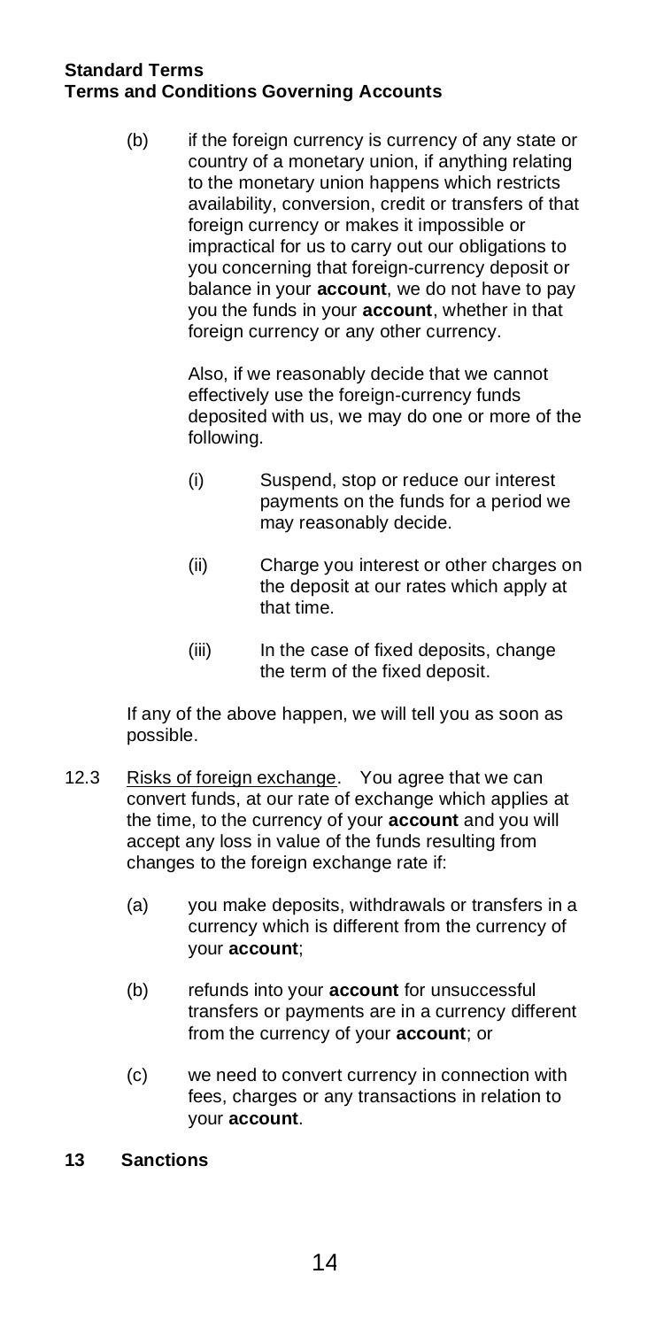(b) if the foreign currency is currency of any state or country of a monetary union, if anything relating to the monetary union happens which restricts availability, conversion, credit or transfers of that foreign currency or makes it impossible or impractical for us to carry out our obligations to you concerning that foreign-currency deposit or balance in your **account**, we do not have to pay you the funds in your **account**, whether in that foreign currency or any other currency.

Also, if we reasonably decide that we cannot effectively use the foreign-currency funds deposited with us, we may do one or more of the following.

(i) Suspend, stop or reduce our interest payments on the funds for a period we may reasonably decide.

(ii) Charge you interest or other charges on the deposit at our rates which apply at that time.

(iii) In the case of fixed deposits, change the term of the fixed deposit.

If any of the above happen, we will tell you as soon as possible.

12.3 Risks of foreign exchange. You agree that we can convert funds, at our rate of exchange which applies at the time, to the currency of your **account** and you will accept any loss in value of the funds resulting from changes to the foreign exchange rate if:

(a) you make deposits, withdrawals or transfers in a currency which is different from the currency of your **account**;

(b) refunds into your **account** for unsuccessful transfers or payments are in a currency different from the currency of your **account**; or

(c) we need to convert currency in connection with fees, charges or any transactions in relation to your **account**.

## 13 Sanctions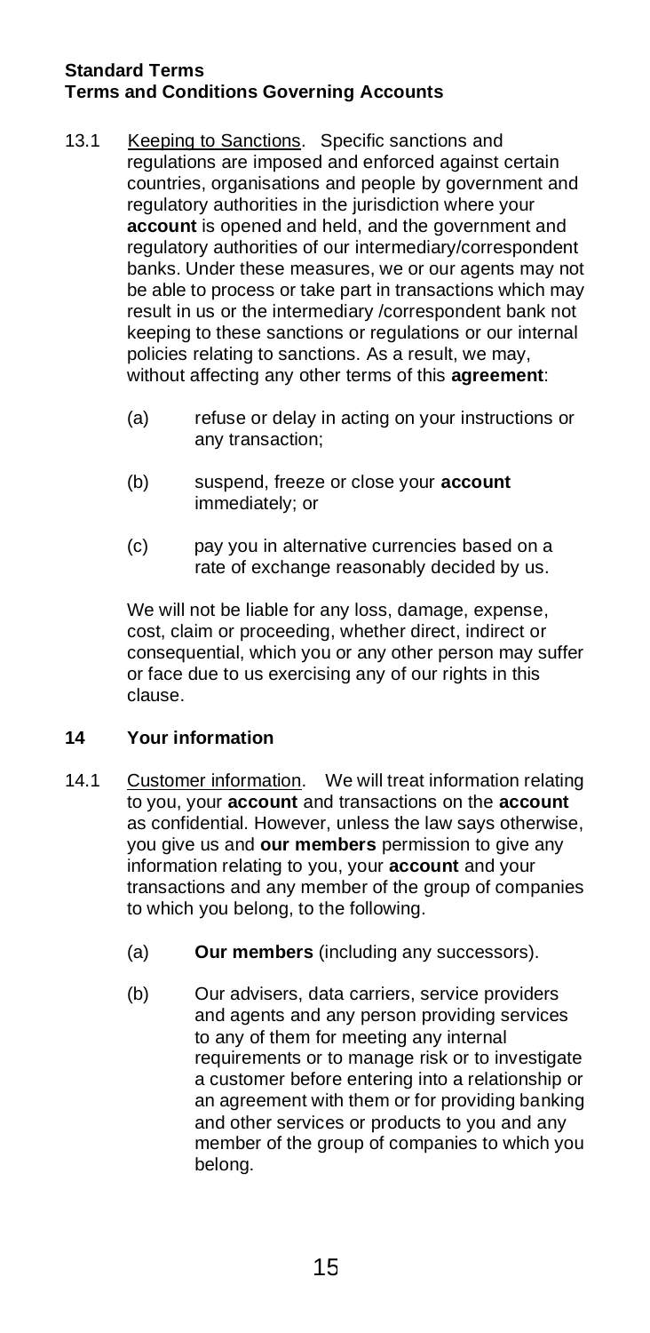**Standard Terms**
**Terms and Conditions Governing Accounts**

13.1 Keeping to Sanctions. Specific sanctions and regulations are imposed and enforced against certain countries, organisations and people by government and regulatory authorities in the jurisdiction where your **account** is opened and held, and the government and regulatory authorities of our intermediary/correspondent banks. Under these measures, we or our agents may not be able to process or take part in transactions which may result in us or the intermediary /correspondent bank not keeping to these sanctions or regulations or our internal policies relating to sanctions. As a result, we may, without affecting any other terms of this **agreement**:

- (a) refuse or delay in acting on your instructions or any transaction;
- (b) suspend, freeze or close your **account** immediately; or
- (c) pay you in alternative currencies based on a rate of exchange reasonably decided by us.

We will not be liable for any loss, damage, expense, cost, claim or proceeding, whether direct, indirect or consequential, which you or any other person may suffer or face due to us exercising any of our rights in this clause.

## 14 Your information

14.1 Customer information. We will treat information relating to you, your **account** and transactions on the **account** as confidential. However, unless the law says otherwise, you give us and **our members** permission to give any information relating to you, your **account** and your transactions and any member of the group of companies to which you belong, to the following.

- (a) **Our members** (including any successors).
- (b) Our advisers, data carriers, service providers and agents and any person providing services to any of them for meeting any internal requirements or to manage risk or to investigate a customer before entering into a relationship or an agreement with them or for providing banking and other services or products to you and any member of the group of companies to which you belong.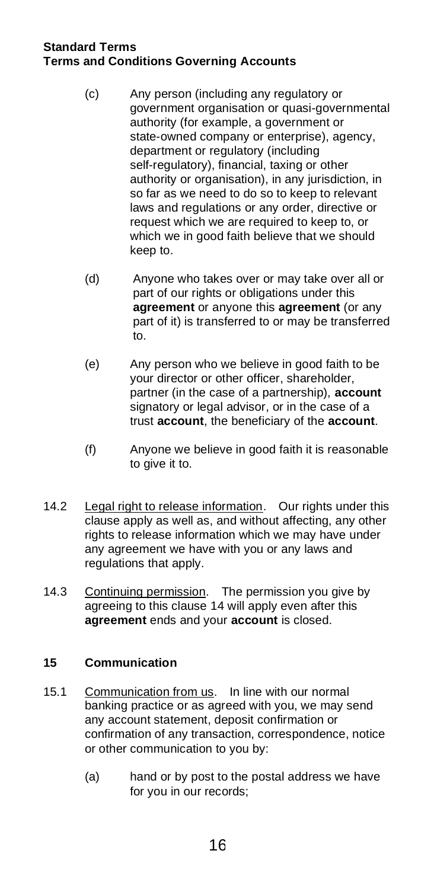(c) Any person (including any regulatory or government organisation or quasi-governmental authority (for example, a government or state-owned company or enterprise), agency, department or regulatory (including self-regulatory), financial, taxing or other authority or organisation), in any jurisdiction, in so far as we need to do so to keep to relevant laws and regulations or any order, directive or request which we are required to keep to, or which we in good faith believe that we should keep to.

(d) Anyone who takes over or may take over all or part of our rights or obligations under this **agreement** or anyone this **agreement** (or any part of it) is transferred to or may be transferred to.

(e) Any person who we believe in good faith to be your director or other officer, shareholder, partner (in the case of a partnership), **account** signatory or legal advisor, or in the case of a trust **account**, the beneficiary of the **account**.

(f) Anyone we believe in good faith it is reasonable to give it to.

14.2 Legal right to release information. Our rights under this clause apply as well as, and without affecting, any other rights to release information which we may have under any agreement we have with you or any laws and regulations that apply.

14.3 Continuing permission. The permission you give by agreeing to this clause 14 will apply even after this **agreement** ends and your **account** is closed.

## 15 Communication

15.1 Communication from us. In line with our normal banking practice or as agreed with you, we may send any account statement, deposit confirmation or confirmation of any transaction, correspondence, notice or other communication to you by:

(a) hand or by post to the postal address we have for you in our records;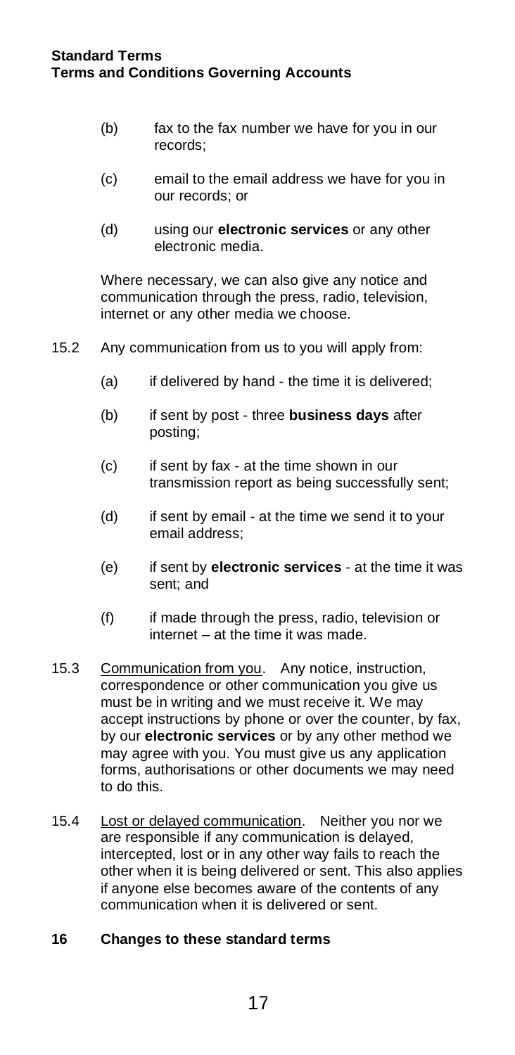(b) fax to the fax number we have for you in our records;

(c) email to the email address we have for you in our records; or

(d) using our **electronic services** or any other electronic media.

Where necessary, we can also give any notice and communication through the press, radio, television, internet or any other media we choose.

15.2 Any communication from us to you will apply from:

(a) if delivered by hand - the time it is delivered;

(b) if sent by post - three **business days** after posting;

(c) if sent by fax - at the time shown in our transmission report as being successfully sent;

(d) if sent by email - at the time we send it to your email address;

(e) if sent by **electronic services** - at the time it was sent; and

(f) if made through the press, radio, television or internet – at the time it was made.

15.3 Communication from you. Any notice, instruction, correspondence or other communication you give us must be in writing and we must receive it. We may accept instructions by phone or over the counter, by fax, by our **electronic services** or by any other method we may agree with you. You must give us any application forms, authorisations or other documents we may need to do this.

15.4 Lost or delayed communication. Neither you nor we are responsible if any communication is delayed, intercepted, lost or in any other way fails to reach the other when it is being delivered or sent. This also applies if anyone else becomes aware of the contents of any communication when it is delivered or sent.

## 16 Changes to these standard terms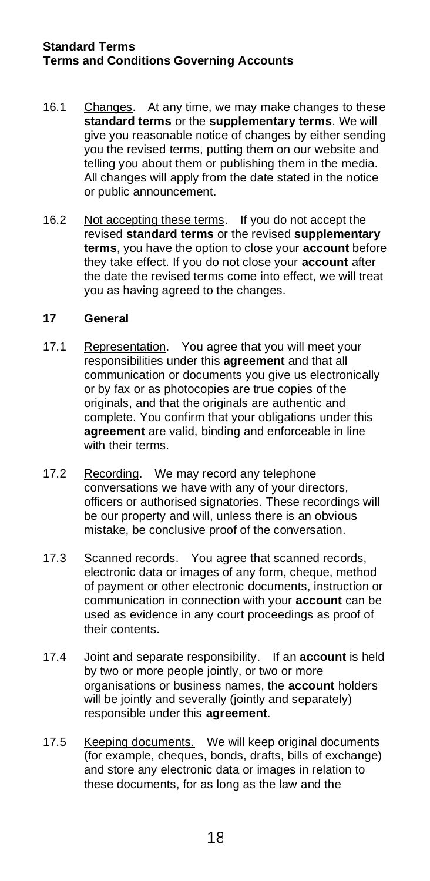16.1 Changes. At any time, we may make changes to these **standard terms** or the **supplementary terms**. We will give you reasonable notice of changes by either sending you the revised terms, putting them on our website and telling you about them or publishing them in the media. All changes will apply from the date stated in the notice or public announcement.

16.2 Not accepting these terms. If you do not accept the revised **standard terms** or the revised **supplementary terms**, you have the option to close your **account** before they take effect. If you do not close your **account** after the date the revised terms come into effect, we will treat you as having agreed to the changes.

## 17 General

17.1 Representation. You agree that you will meet your responsibilities under this **agreement** and that all communication or documents you give us electronically or by fax or as photocopies are true copies of the originals, and that the originals are authentic and complete. You confirm that your obligations under this **agreement** are valid, binding and enforceable in line with their terms.

17.2 Recording. We may record any telephone conversations we have with any of your directors, officers or authorised signatories. These recordings will be our property and will, unless there is an obvious mistake, be conclusive proof of the conversation.

17.3 Scanned records. You agree that scanned records, electronic data or images of any form, cheque, method of payment or other electronic documents, instruction or communication in connection with your **account** can be used as evidence in any court proceedings as proof of their contents.

17.4 Joint and separate responsibility. If an **account** is held by two or more people jointly, or two or more organisations or business names, the **account** holders will be jointly and severally (jointly and separately) responsible under this **agreement**.

17.5 Keeping documents. We will keep original documents (for example, cheques, bonds, drafts, bills of exchange) and store any electronic data or images in relation to these documents, for as long as the law and the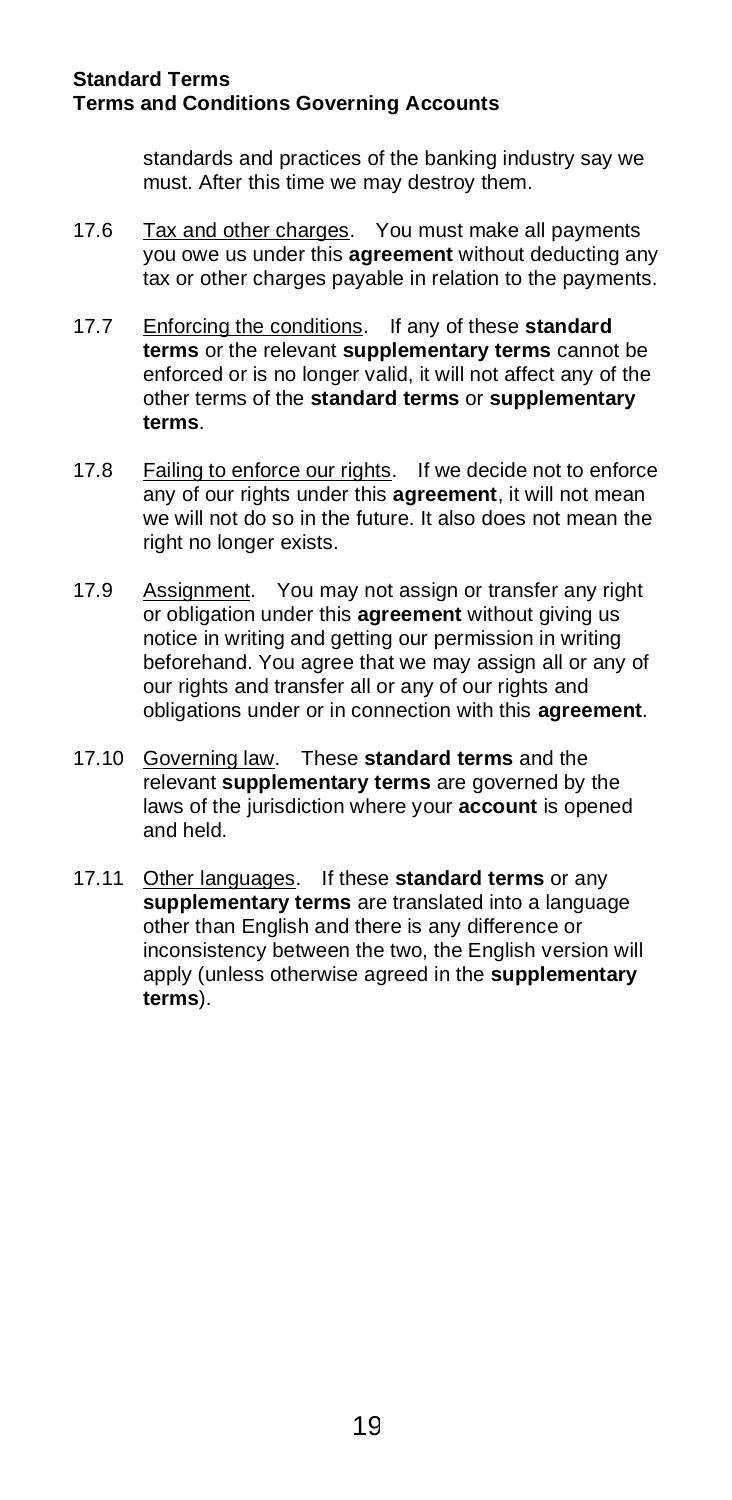standards and practices of the banking industry say we must. After this time we may destroy them.

17.6 Tax and other charges. You must make all payments you owe us under this **agreement** without deducting any tax or other charges payable in relation to the payments.

17.7 Enforcing the conditions. If any of these **standard terms** or the relevant **supplementary terms** cannot be enforced or is no longer valid, it will not affect any of the other terms of the **standard terms** or **supplementary terms**.

17.8 Failing to enforce our rights. If we decide not to enforce any of our rights under this **agreement**, it will not mean we will not do so in the future. It also does not mean the right no longer exists.

17.9 Assignment. You may not assign or transfer any right or obligation under this **agreement** without giving us notice in writing and getting our permission in writing beforehand. You agree that we may assign all or any of our rights and transfer all or any of our rights and obligations under or in connection with this **agreement**.

17.10 Governing law. These **standard terms** and the relevant **supplementary terms** are governed by the laws of the jurisdiction where your **account** is opened and held.

17.11 Other languages. If these **standard terms** or any **supplementary terms** are translated into a language other than English and there is any difference or inconsistency between the two, the English version will apply (unless otherwise agreed in the **supplementary terms**).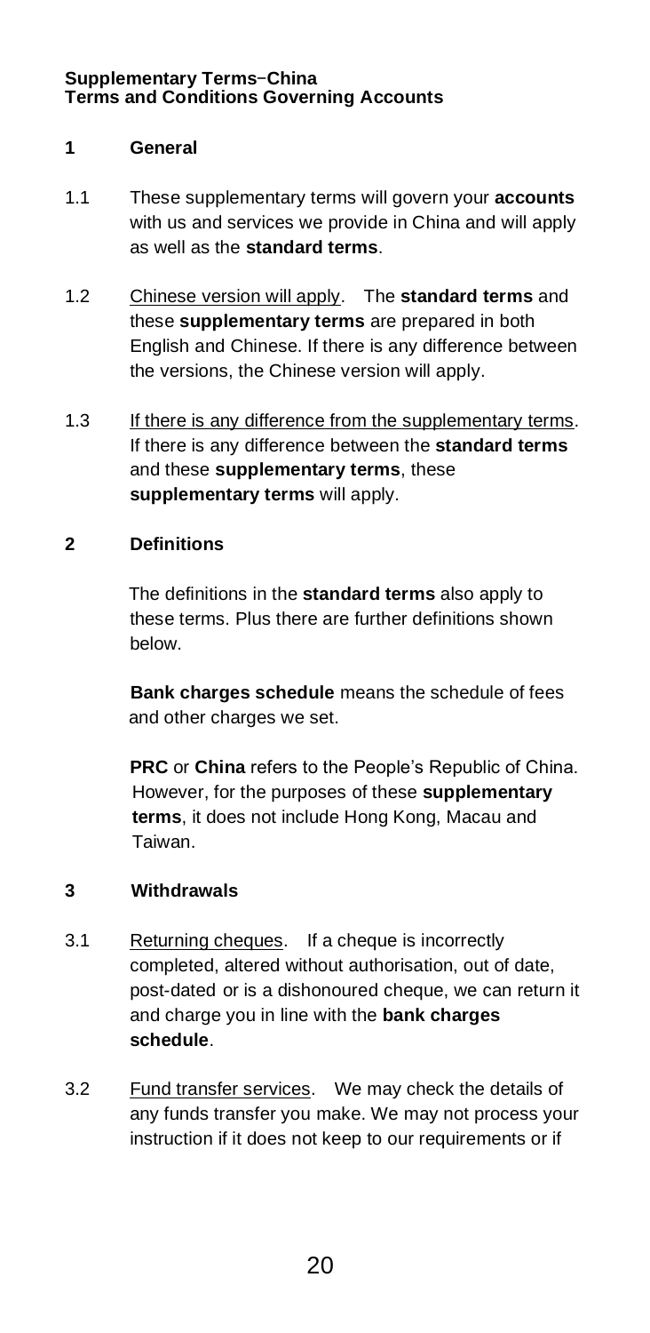**Supplementary Terms–China**
**Terms and Conditions Governing Accounts**

## 1 General

1.1 These supplementary terms will govern your **accounts** with us and services we provide in China and will apply as well as the **standard terms**.

1.2 Chinese version will apply. The **standard terms** and these **supplementary terms** are prepared in both English and Chinese. If there is any difference between the versions, the Chinese version will apply.

1.3 If there is any difference from the supplementary terms. If there is any difference between the **standard terms** and these **supplementary terms**, these **supplementary terms** will apply.

## 2 Definitions

The definitions in the **standard terms** also apply to these terms. Plus there are further definitions shown below.

**Bank charges schedule** means the schedule of fees and other charges we set.

**PRC** or **China** refers to the People's Republic of China. However, for the purposes of these **supplementary terms**, it does not include Hong Kong, Macau and Taiwan.

## 3 Withdrawals

3.1 Returning cheques. If a cheque is incorrectly completed, altered without authorisation, out of date, post-dated or is a dishonoured cheque, we can return it and charge you in line with the **bank charges schedule**.

3.2 Fund transfer services. We may check the details of any funds transfer you make. We may not process your instruction if it does not keep to our requirements or if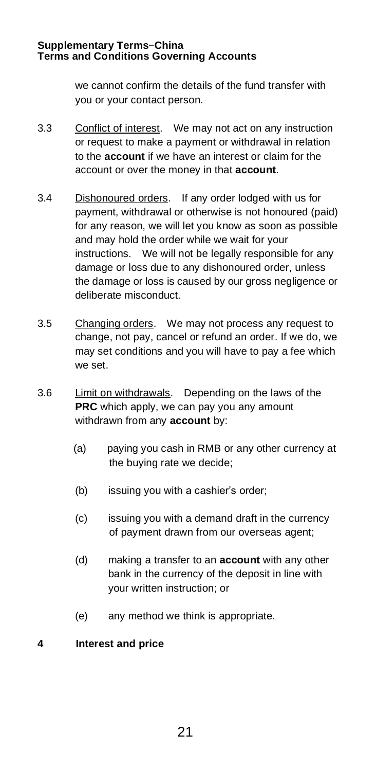we cannot confirm the details of the fund transfer with you or your contact person.

3.3 Conflict of interest. We may not act on any instruction or request to make a payment or withdrawal in relation to the **account** if we have an interest or claim for the account or over the money in that **account**.

3.4 Dishonoured orders. If any order lodged with us for payment, withdrawal or otherwise is not honoured (paid) for any reason, we will let you know as soon as possible and may hold the order while we wait for your instructions. We will not be legally responsible for any damage or loss due to any dishonoured order, unless the damage or loss is caused by our gross negligence or deliberate misconduct.

3.5 Changing orders. We may not process any request to change, not pay, cancel or refund an order. If we do, we may set conditions and you will have to pay a fee which we set.

3.6 Limit on withdrawals. Depending on the laws of the **PRC** which apply, we can pay you any amount withdrawn from any **account** by:

(a) paying you cash in RMB or any other currency at the buying rate we decide;

(b) issuing you with a cashier's order;

(c) issuing you with a demand draft in the currency of payment drawn from our overseas agent;

(d) making a transfer to an **account** with any other bank in the currency of the deposit in line with your written instruction; or

(e) any method we think is appropriate.

**4 Interest and price**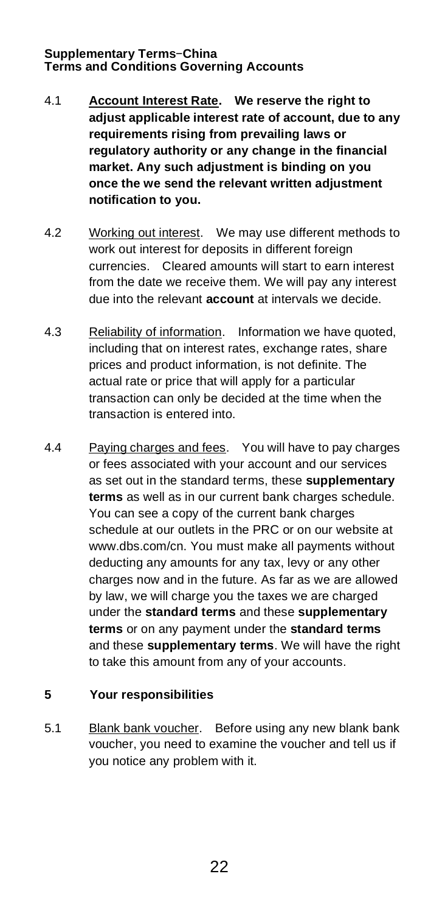**Supplementary Terms-China**
**Terms and Conditions Governing Accounts**

4.1 **Account Interest Rate. We reserve the right to adjust applicable interest rate of account, due to any requirements rising from prevailing laws or regulatory authority or any change in the financial market. Any such adjustment is binding on you once the we send the relevant written adjustment notification to you.**

4.2 Working out interest. We may use different methods to work out interest for deposits in different foreign currencies. Cleared amounts will start to earn interest from the date we receive them. We will pay any interest due into the relevant **account** at intervals we decide.

4.3 Reliability of information. Information we have quoted, including that on interest rates, exchange rates, share prices and product information, is not definite. The actual rate or price that will apply for a particular transaction can only be decided at the time when the transaction is entered into.

4.4 Paying charges and fees. You will have to pay charges or fees associated with your account and our services as set out in the standard terms, these **supplementary terms** as well as in our current bank charges schedule. You can see a copy of the current bank charges schedule at our outlets in the PRC or on our website at www.dbs.com/cn. You must make all payments without deducting any amounts for any tax, levy or any other charges now and in the future. As far as we are allowed by law, we will charge you the taxes we are charged under the **standard terms** and these **supplementary terms** or on any payment under the **standard terms** and these **supplementary terms**. We will have the right to take this amount from any of your accounts.

## 5 Your responsibilities

5.1 Blank bank voucher. Before using any new blank bank voucher, you need to examine the voucher and tell us if you notice any problem with it.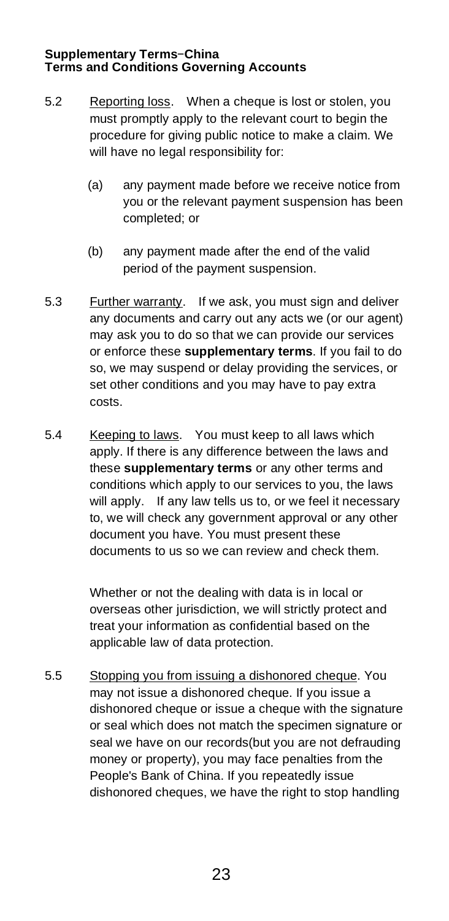5.2 Reporting loss. When a cheque is lost or stolen, you must promptly apply to the relevant court to begin the procedure for giving public notice to make a claim. We will have no legal responsibility for:

(a) any payment made before we receive notice from you or the relevant payment suspension has been completed; or

(b) any payment made after the end of the valid period of the payment suspension.

5.3 Further warranty. If we ask, you must sign and deliver any documents and carry out any acts we (or our agent) may ask you to do so that we can provide our services or enforce these **supplementary terms**. If you fail to do so, we may suspend or delay providing the services, or set other conditions and you may have to pay extra costs.

5.4 Keeping to laws. You must keep to all laws which apply. If there is any difference between the laws and these **supplementary terms** or any other terms and conditions which apply to our services to you, the laws will apply. If any law tells us to, or we feel it necessary to, we will check any government approval or any other document you have. You must present these documents to us so we can review and check them.

Whether or not the dealing with data is in local or overseas other jurisdiction, we will strictly protect and treat your information as confidential based on the applicable law of data protection.

5.5 Stopping you from issuing a dishonored cheque. You may not issue a dishonored cheque. If you issue a dishonored cheque or issue a cheque with the signature or seal which does not match the specimen signature or seal we have on our records(but you are not defrauding money or property), you may face penalties from the People's Bank of China. If you repeatedly issue dishonored cheques, we have the right to stop handling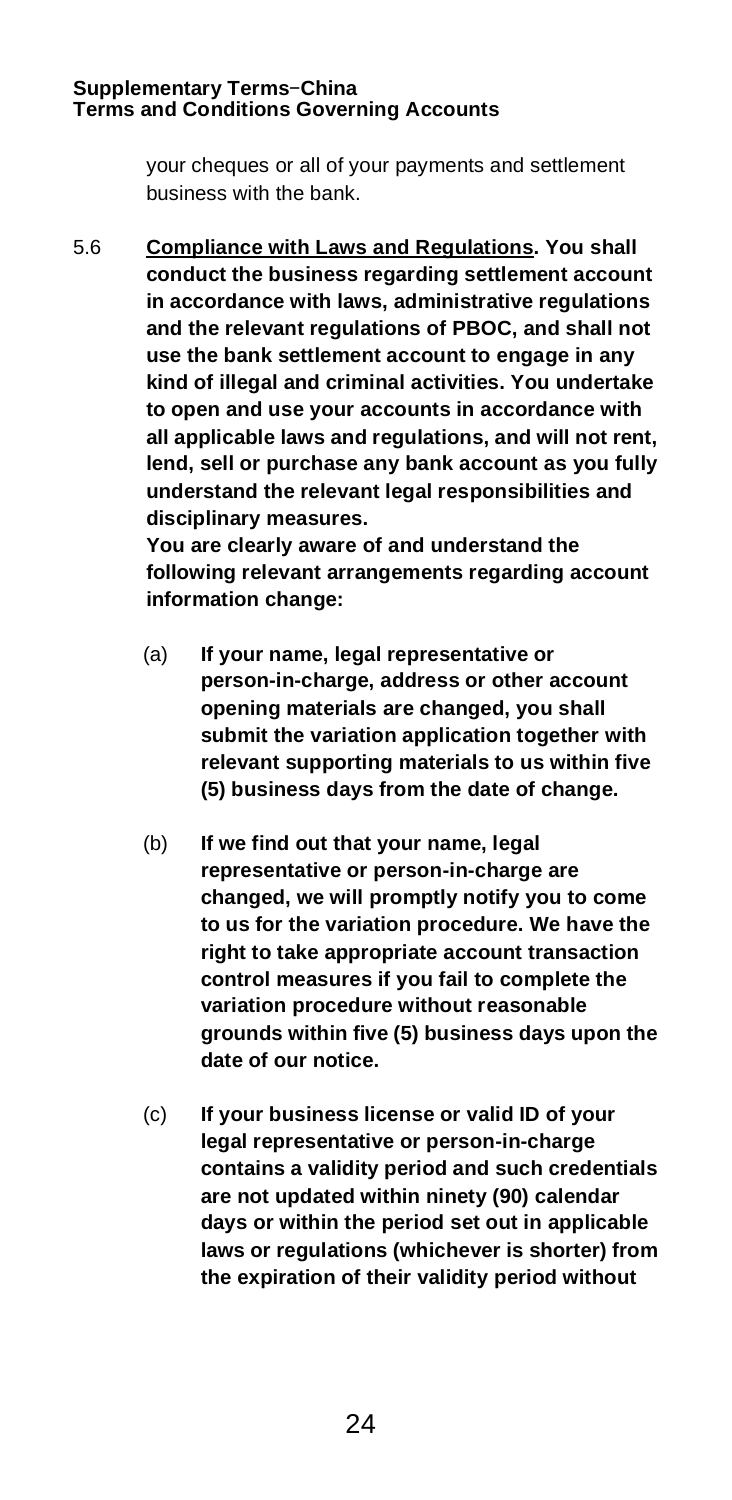your cheques or all of your payments and settlement business with the bank.

5.6 **Compliance with Laws and Regulations. You shall conduct the business regarding settlement account in accordance with laws, administrative regulations and the relevant regulations of PBOC, and shall not use the bank settlement account to engage in any kind of illegal and criminal activities. You undertake to open and use your accounts in accordance with all applicable laws and regulations, and will not rent, lend, sell or purchase any bank account as you fully understand the relevant legal responsibilities and disciplinary measures.**

**You are clearly aware of and understand the following relevant arrangements regarding account information change:**

(a) **If your name, legal representative or person-in-charge, address or other account opening materials are changed, you shall submit the variation application together with relevant supporting materials to us within five (5) business days from the date of change.**

(b) **If we find out that your name, legal representative or person-in-charge are changed, we will promptly notify you to come to us for the variation procedure. We have the right to take appropriate account transaction control measures if you fail to complete the variation procedure without reasonable grounds within five (5) business days upon the date of our notice.**

(c) **If your business license or valid ID of your legal representative or person-in-charge contains a validity period and such credentials are not updated within ninety (90) calendar days or within the period set out in applicable laws or regulations (whichever is shorter) from the expiration of their validity period without**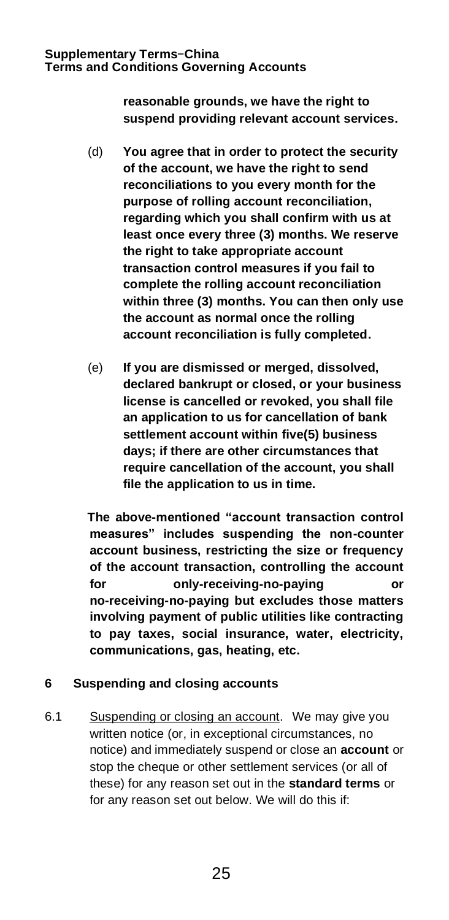**reasonable grounds, we have the right to suspend providing relevant account services.**

(d) **You agree that in order to protect the security of the account, we have the right to send reconciliations to you every month for the purpose of rolling account reconciliation, regarding which you shall confirm with us at least once every three (3) months. We reserve the right to take appropriate account transaction control measures if you fail to complete the rolling account reconciliation within three (3) months. You can then only use the account as normal once the rolling account reconciliation is fully completed.**

(e) **If you are dismissed or merged, dissolved, declared bankrupt or closed, or your business license is cancelled or revoked, you shall file an application to us for cancellation of bank settlement account within five(5) business days; if there are other circumstances that require cancellation of the account, you shall file the application to us in time.**

**The above-mentioned "account transaction control measures" includes suspending the non-counter account business, restricting the size or frequency of the account transaction, controlling the account for only-receiving-no-paying or no-receiving-no-paying but excludes those matters involving payment of public utilities like contracting to pay taxes, social insurance, water, electricity, communications, gas, heating, etc.**

## 6 Suspending and closing accounts

6.1 Suspending or closing an account. We may give you written notice (or, in exceptional circumstances, no notice) and immediately suspend or close an **account** or stop the cheque or other settlement services (or all of these) for any reason set out in the **standard terms** or for any reason set out below. We will do this if: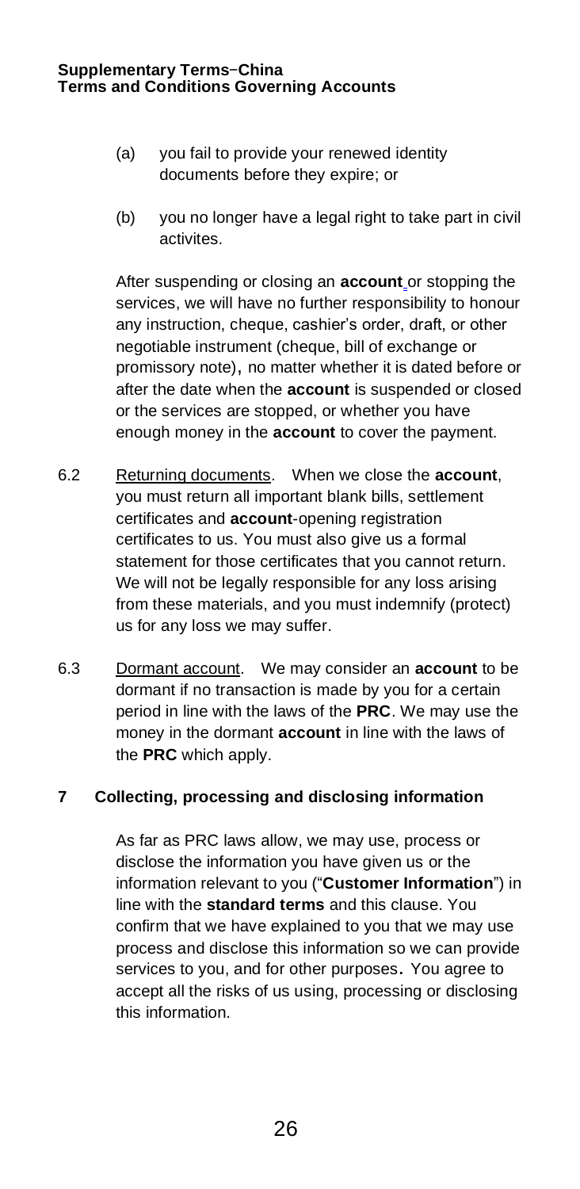(a) you fail to provide your renewed identity documents before they expire; or

(b) you no longer have a legal right to take part in civil activites.

After suspending or closing an **account** or stopping the services, we will have no further responsibility to honour any instruction, cheque, cashier's order, draft, or other negotiable instrument (cheque, bill of exchange or promissory note), no matter whether it is dated before or after the date when the **account** is suspended or closed or the services are stopped, or whether you have enough money in the **account** to cover the payment.

6.2 Returning documents. When we close the **account**, you must return all important blank bills, settlement certificates and **account**-opening registration certificates to us. You must also give us a formal statement for those certificates that you cannot return. We will not be legally responsible for any loss arising from these materials, and you must indemnify (protect) us for any loss we may suffer.

6.3 Dormant account. We may consider an **account** to be dormant if no transaction is made by you for a certain period in line with the laws of the **PRC**. We may use the money in the dormant **account** in line with the laws of the **PRC** which apply.

## 7 Collecting, processing and disclosing information

As far as PRC laws allow, we may use, process or disclose the information you have given us or the information relevant to you ("**Customer Information**") in line with the **standard terms** and this clause. You confirm that we have explained to you that we may use process and disclose this information so we can provide services to you, and for other purposes. You agree to accept all the risks of us using, processing or disclosing this information.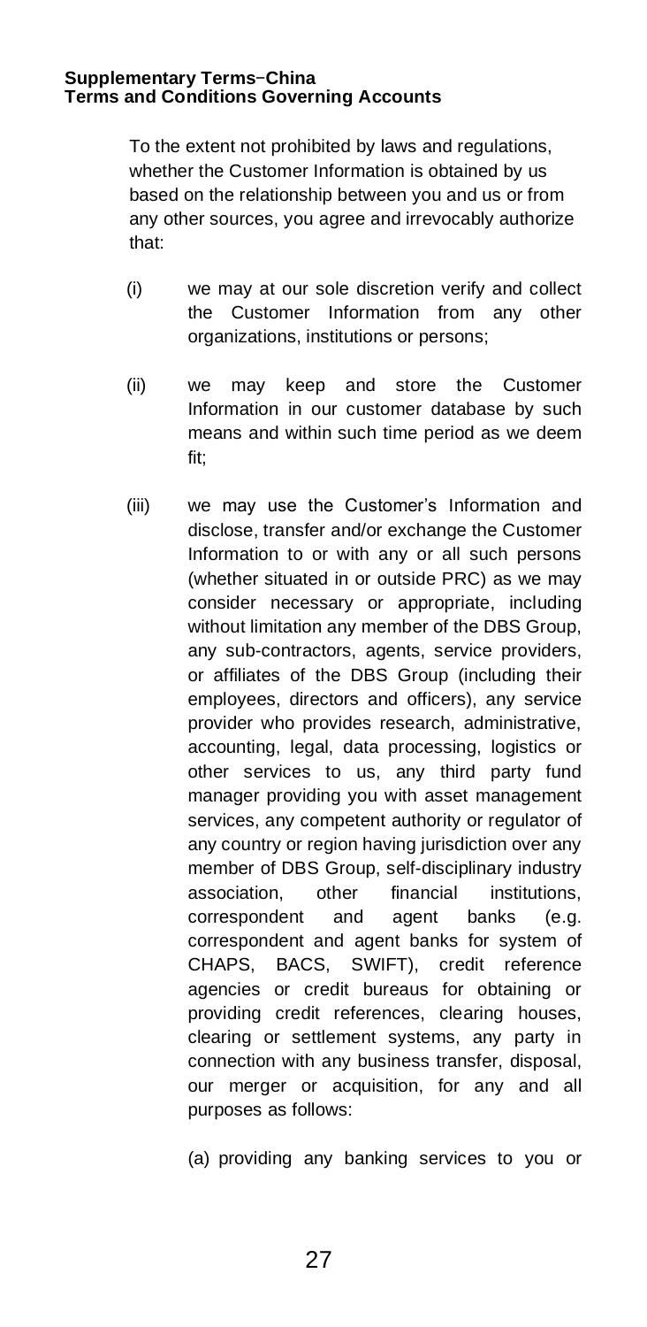To the extent not prohibited by laws and regulations, whether the Customer Information is obtained by us based on the relationship between you and us or from any other sources, you agree and irrevocably authorize that:

(i) we may at our sole discretion verify and collect the Customer Information from any other organizations, institutions or persons;

(ii) we may keep and store the Customer Information in our customer database by such means and within such time period as we deem fit;

(iii) we may use the Customer's Information and disclose, transfer and/or exchange the Customer Information to or with any or all such persons (whether situated in or outside PRC) as we may consider necessary or appropriate, including without limitation any member of the DBS Group, any sub-contractors, agents, service providers, or affiliates of the DBS Group (including their employees, directors and officers), any service provider who provides research, administrative, accounting, legal, data processing, logistics or other services to us, any third party fund manager providing you with asset management services, any competent authority or regulator of any country or region having jurisdiction over any member of DBS Group, self-disciplinary industry association, other financial institutions, correspondent and agent banks (e.g. correspondent and agent banks for system of CHAPS, BACS, SWIFT), credit reference agencies or credit bureaus for obtaining or providing credit references, clearing houses, clearing or settlement systems, any party in connection with any business transfer, disposal, our merger or acquisition, for any and all purposes as follows:

(a) providing any banking services to you or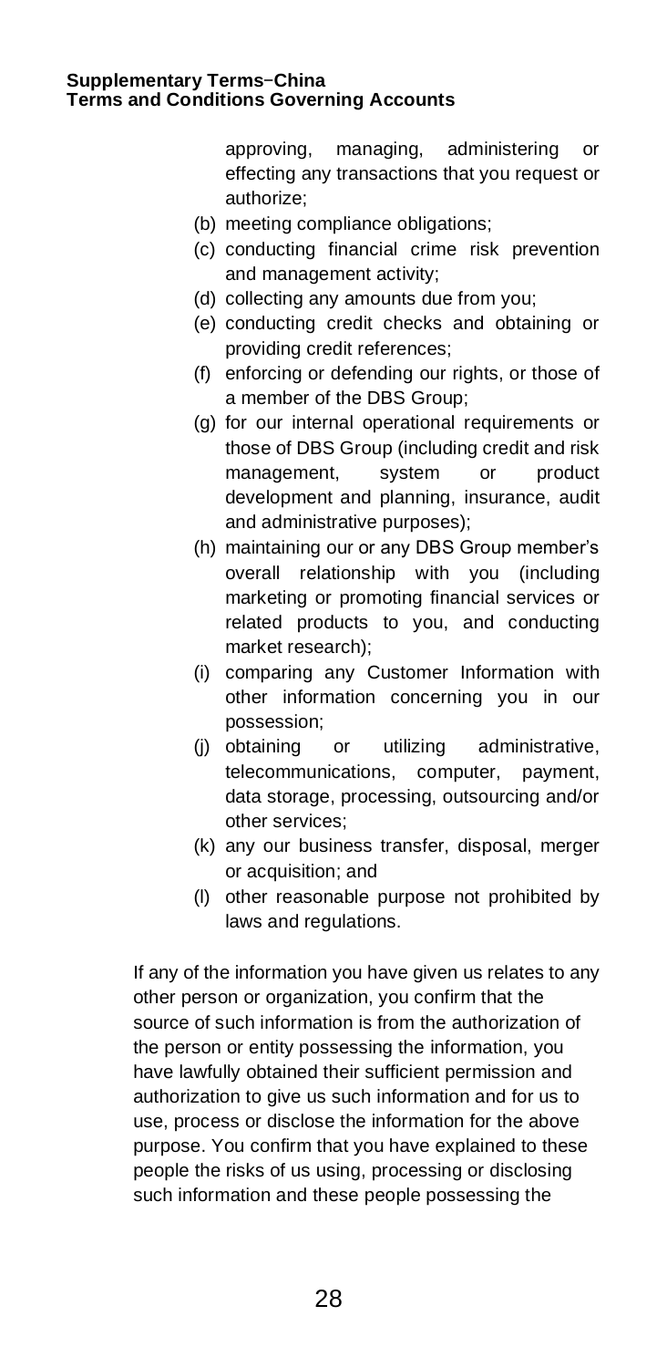approving, managing, administering or effecting any transactions that you request or authorize;

(b) meeting compliance obligations;

(c) conducting financial crime risk prevention and management activity;

(d) collecting any amounts due from you;

(e) conducting credit checks and obtaining or providing credit references;

(f) enforcing or defending our rights, or those of a member of the DBS Group;

(g) for our internal operational requirements or those of DBS Group (including credit and risk management, system or product development and planning, insurance, audit and administrative purposes);

(h) maintaining our or any DBS Group member's overall relationship with you (including marketing or promoting financial services or related products to you, and conducting market research);

(i) comparing any Customer Information with other information concerning you in our possession;

(j) obtaining or utilizing administrative, telecommunications, computer, payment, data storage, processing, outsourcing and/or other services;

(k) any our business transfer, disposal, merger or acquisition; and

(l) other reasonable purpose not prohibited by laws and regulations.

If any of the information you have given us relates to any other person or organization, you confirm that the source of such information is from the authorization of the person or entity possessing the information, you have lawfully obtained their sufficient permission and authorization to give us such information and for us to use, process or disclose the information for the above purpose. You confirm that you have explained to these people the risks of us using, processing or disclosing such information and these people possessing the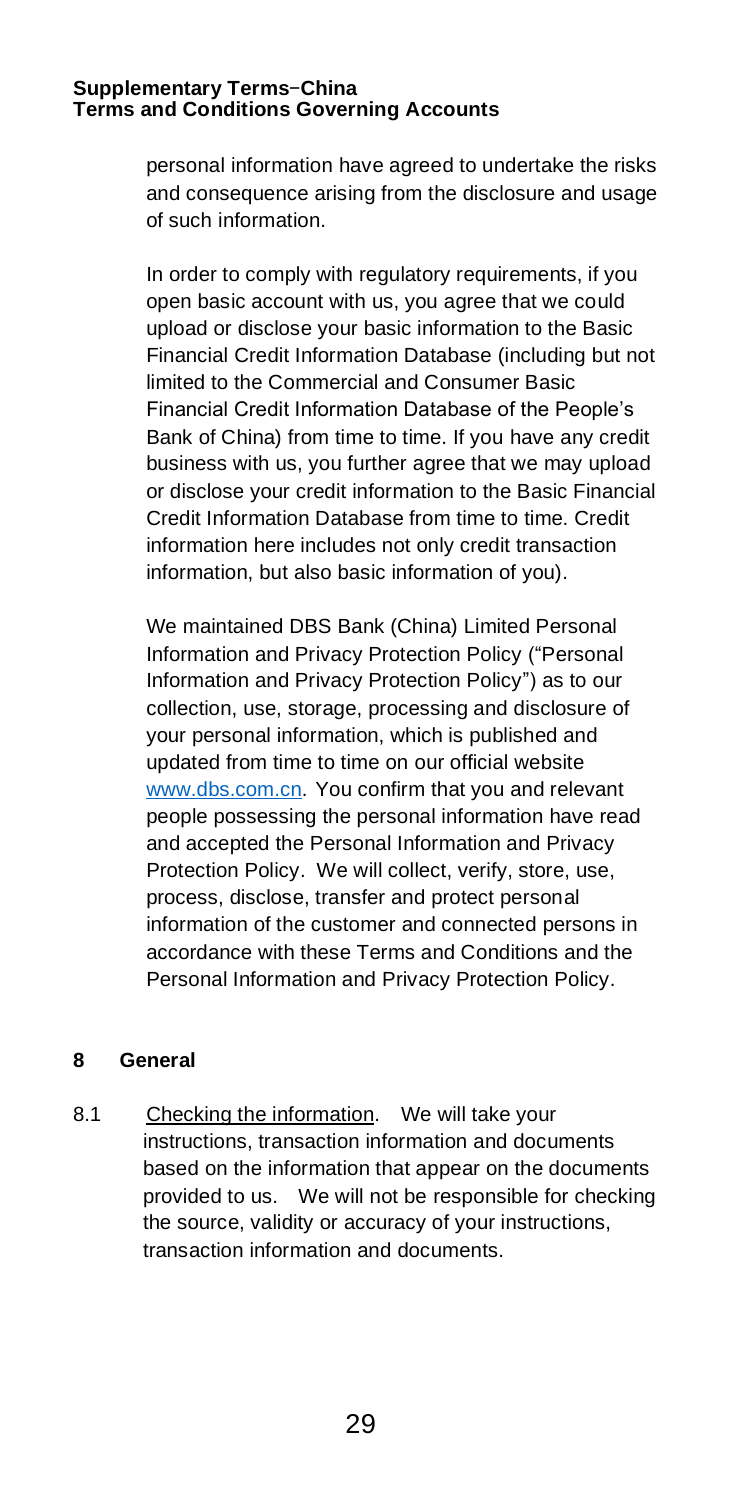personal information have agreed to undertake the risks and consequence arising from the disclosure and usage of such information.

In order to comply with regulatory requirements, if you open basic account with us, you agree that we could upload or disclose your basic information to the Basic Financial Credit Information Database (including but not limited to the Commercial and Consumer Basic Financial Credit Information Database of the People's Bank of China) from time to time. If you have any credit business with us, you further agree that we may upload or disclose your credit information to the Basic Financial Credit Information Database from time to time. Credit information here includes not only credit transaction information, but also basic information of you).

We maintained DBS Bank (China) Limited Personal Information and Privacy Protection Policy ("Personal Information and Privacy Protection Policy") as to our collection, use, storage, processing and disclosure of your personal information, which is published and updated from time to time on our official website www.dbs.com.cn. You confirm that you and relevant people possessing the personal information have read and accepted the Personal Information and Privacy Protection Policy. We will collect, verify, store, use, process, disclose, transfer and protect personal information of the customer and connected persons in accordance with these Terms and Conditions and the Personal Information and Privacy Protection Policy.

## 8 General

8.1 Checking the information. We will take your instructions, transaction information and documents based on the information that appear on the documents provided to us. We will not be responsible for checking the source, validity or accuracy of your instructions, transaction information and documents.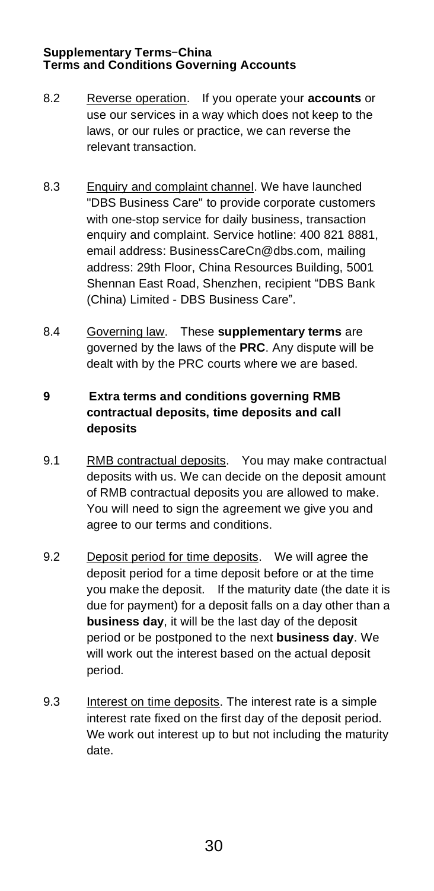8.2 Reverse operation. If you operate your **accounts** or use our services in a way which does not keep to the laws, or our rules or practice, we can reverse the relevant transaction.

8.3 Enquiry and complaint channel. We have launched "DBS Business Care" to provide corporate customers with one-stop service for daily business, transaction enquiry and complaint. Service hotline: 400 821 8881, email address: BusinessCareCn@dbs.com, mailing address: 29th Floor, China Resources Building, 5001 Shennan East Road, Shenzhen, recipient "DBS Bank (China) Limited - DBS Business Care".

8.4 Governing law. These **supplementary terms** are governed by the laws of the **PRC**. Any dispute will be dealt with by the PRC courts where we are based.

## 9 Extra terms and conditions governing RMB contractual deposits, time deposits and call deposits

9.1 RMB contractual deposits. You may make contractual deposits with us. We can decide on the deposit amount of RMB contractual deposits you are allowed to make. You will need to sign the agreement we give you and agree to our terms and conditions.

9.2 Deposit period for time deposits. We will agree the deposit period for a time deposit before or at the time you make the deposit. If the maturity date (the date it is due for payment) for a deposit falls on a day other than a **business day**, it will be the last day of the deposit period or be postponed to the next **business day**. We will work out the interest based on the actual deposit period.

9.3 Interest on time deposits. The interest rate is a simple interest rate fixed on the first day of the deposit period. We work out interest up to but not including the maturity date.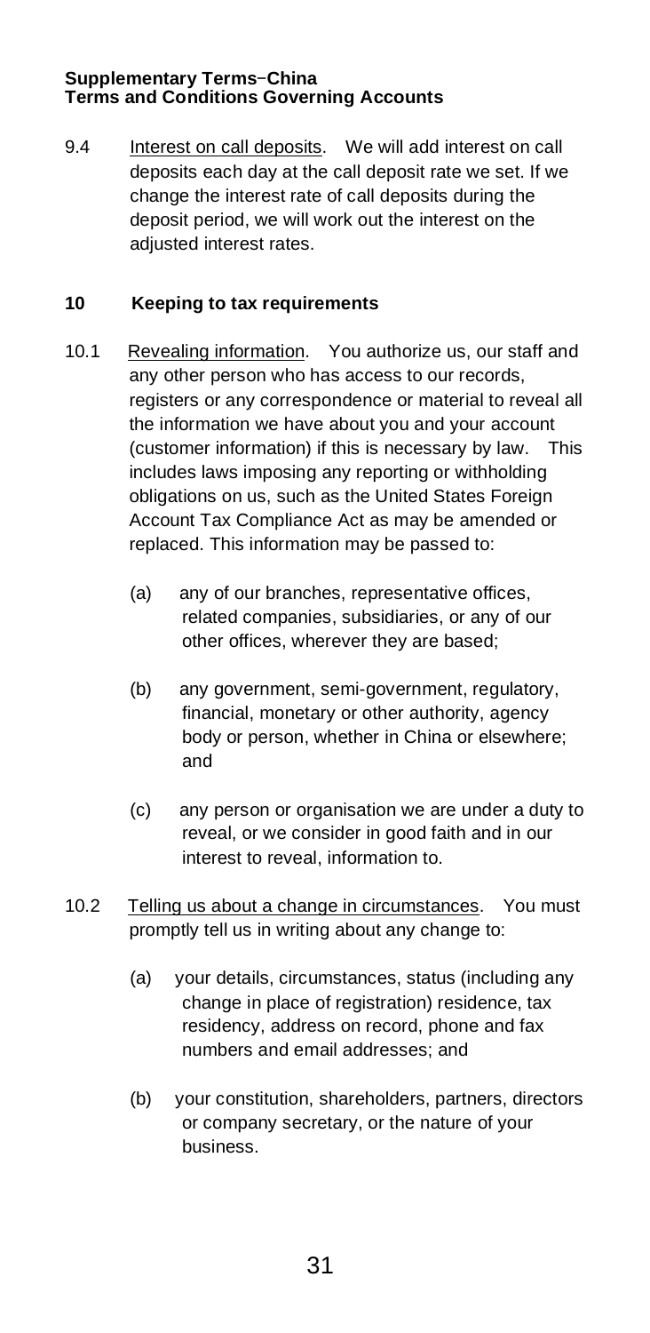9.4 Interest on call deposits. We will add interest on call deposits each day at the call deposit rate we set. If we change the interest rate of call deposits during the deposit period, we will work out the interest on the adjusted interest rates.

## 10 Keeping to tax requirements

10.1 Revealing information. You authorize us, our staff and any other person who has access to our records, registers or any correspondence or material to reveal all the information we have about you and your account (customer information) if this is necessary by law. This includes laws imposing any reporting or withholding obligations on us, such as the United States Foreign Account Tax Compliance Act as may be amended or replaced. This information may be passed to:

(a) any of our branches, representative offices, related companies, subsidiaries, or any of our other offices, wherever they are based;

(b) any government, semi-government, regulatory, financial, monetary or other authority, agency body or person, whether in China or elsewhere; and

(c) any person or organisation we are under a duty to reveal, or we consider in good faith and in our interest to reveal, information to.

10.2 Telling us about a change in circumstances. You must promptly tell us in writing about any change to:

(a) your details, circumstances, status (including any change in place of registration) residence, tax residency, address on record, phone and fax numbers and email addresses; and

(b) your constitution, shareholders, partners, directors or company secretary, or the nature of your business.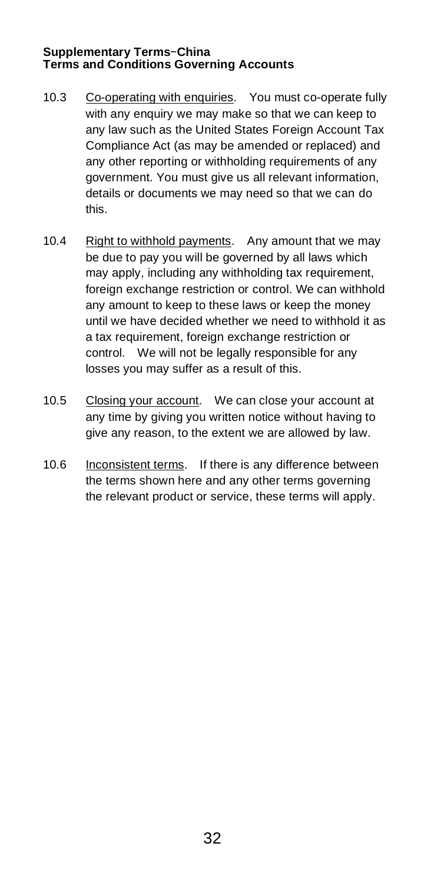10.3 Co-operating with enquiries. You must co-operate fully with any enquiry we may make so that we can keep to any law such as the United States Foreign Account Tax Compliance Act (as may be amended or replaced) and any other reporting or withholding requirements of any government. You must give us all relevant information, details or documents we may need so that we can do this.

10.4 Right to withhold payments. Any amount that we may be due to pay you will be governed by all laws which may apply, including any withholding tax requirement, foreign exchange restriction or control. We can withhold any amount to keep to these laws or keep the money until we have decided whether we need to withhold it as a tax requirement, foreign exchange restriction or control. We will not be legally responsible for any losses you may suffer as a result of this.

10.5 Closing your account. We can close your account at any time by giving you written notice without having to give any reason, to the extent we are allowed by law.

10.6 Inconsistent terms. If there is any difference between the terms shown here and any other terms governing the relevant product or service, these terms will apply.